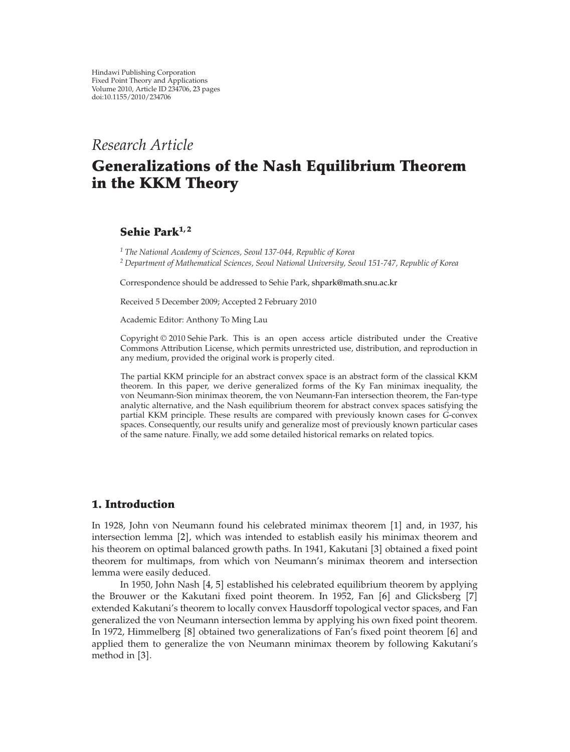Research Article

# Generalizations of the Nash Equilibrium Theorem in the KKM Theory

**Sehie Park**[1,2]

[1] *The National Academy of Sciences, Seoul 137-044, Republic of Korea*
[2] *Department of Mathematical Sciences, Seoul National University, Seoul 151-747, Republic of Korea*

Correspondence should be addressed to Sehie Park, shpark@math.snu.ac.kr

Received 5 December 2009; Accepted 2 February 2010

Academic Editor: Anthony To Ming Lau

Copyright © 2010 Sehie Park. This is an open access article distributed under the Creative Commons Attribution License, which permits unrestricted use, distribution, and reproduction in any medium, provided the original work is properly cited.

The partial KKM principle for an abstract convex space is an abstract form of the classical KKM theorem. In this paper, we derive generalized forms of the Ky Fan minimax inequality, the von Neumann-Sion minimax theorem, the von Neumann-Fan intersection theorem, the Fan-type analytic alternative, and the Nash equilibrium theorem for abstract convex spaces satisfying the partial KKM principle. These results are compared with previously known cases for $G$-convex spaces. Consequently, our results unify and generalize most of previously known particular cases of the same nature. Finally, we add some detailed historical remarks on related topics.

## 1. Introduction

In 1928, John von Neumann found his celebrated minimax theorem [1] and, in 1937, his intersection lemma [2], which was intended to establish easily his minimax theorem and his theorem on optimal balanced growth paths. In 1941, Kakutani [3] obtained a fixed point theorem for multimaps, from which von Neumann's minimax theorem and intersection lemma were easily deduced.

In 1950, John Nash [4, 5] established his celebrated equilibrium theorem by applying the Brouwer or the Kakutani fixed point theorem. In 1952, Fan [6] and Glicksberg [7] extended Kakutani's theorem to locally convex Hausdorff topological vector spaces, and Fan generalized the von Neumann intersection lemma by applying his own fixed point theorem. In 1972, Himmelberg [8] obtained two generalizations of Fan's fixed point theorem [6] and applied them to generalize the von Neumann minimax theorem by following Kakutani's method in [3].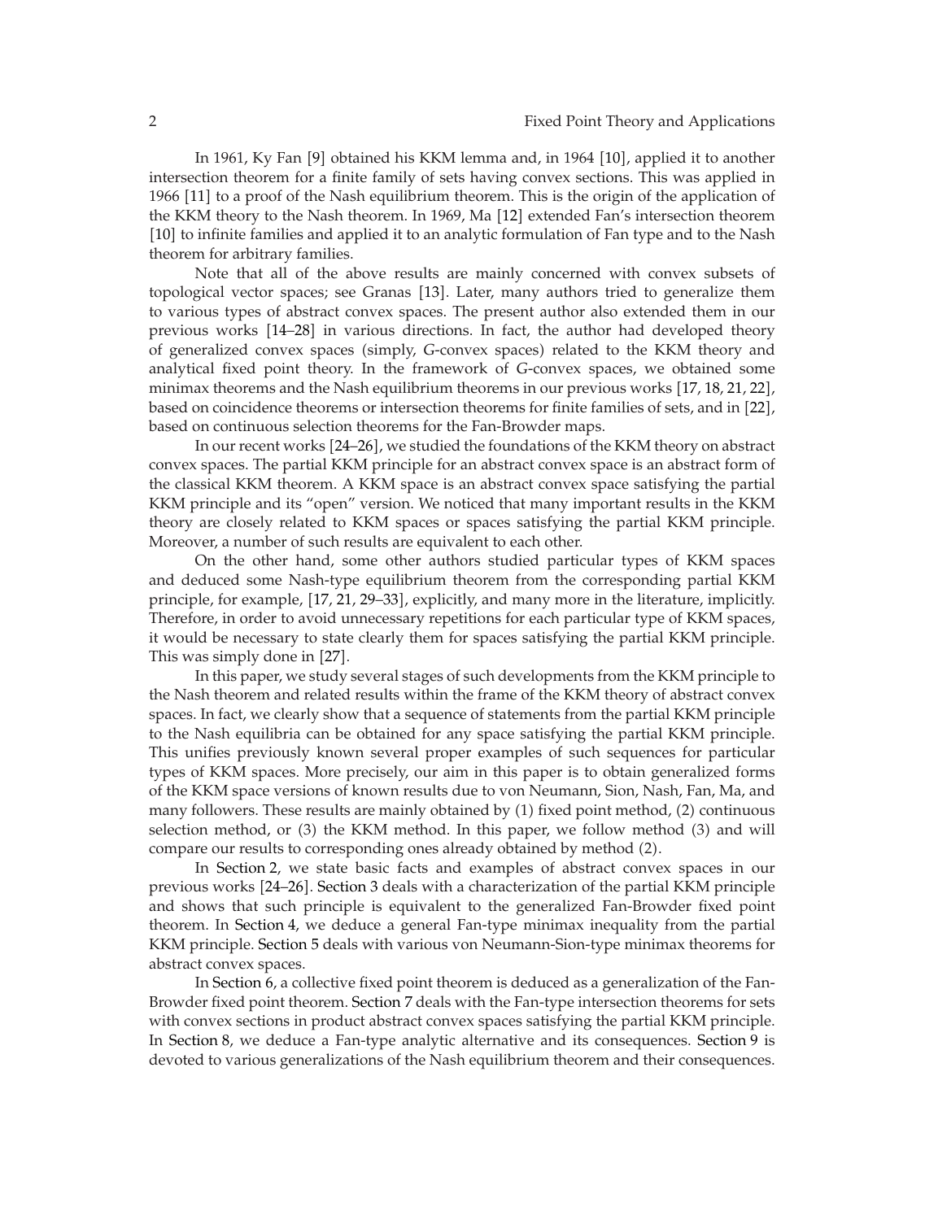In 1961, Ky Fan [9] obtained his KKM lemma and, in 1964 [10], applied it to another intersection theorem for a finite family of sets having convex sections. This was applied in 1966 [11] to a proof of the Nash equilibrium theorem. This is the origin of the application of the KKM theory to the Nash theorem. In 1969, Ma [12] extended Fan's intersection theorem [10] to infinite families and applied it to an analytic formulation of Fan type and to the Nash theorem for arbitrary families.

Note that all of the above results are mainly concerned with convex subsets of topological vector spaces; see Granas [13]. Later, many authors tried to generalize them to various types of abstract convex spaces. The present author also extended them in our previous works [14–28] in various directions. In fact, the author had developed theory of generalized convex spaces (simply, $G$-convex spaces) related to the KKM theory and analytical fixed point theory. In the framework of $G$-convex spaces, we obtained some minimax theorems and the Nash equilibrium theorems in our previous works [17, 18, 21, 22], based on coincidence theorems or intersection theorems for finite families of sets, and in [22], based on continuous selection theorems for the Fan-Browder maps.

In our recent works [24–26], we studied the foundations of the KKM theory on abstract convex spaces. The partial KKM principle for an abstract convex space is an abstract form of the classical KKM theorem. A KKM space is an abstract convex space satisfying the partial KKM principle and its "open" version. We noticed that many important results in the KKM theory are closely related to KKM spaces or spaces satisfying the partial KKM principle. Moreover, a number of such results are equivalent to each other.

On the other hand, some other authors studied particular types of KKM spaces and deduced some Nash-type equilibrium theorem from the corresponding partial KKM principle, for example, [17, 21, 29–33], explicitly, and many more in the literature, implicitly. Therefore, in order to avoid unnecessary repetitions for each particular type of KKM spaces, it would be necessary to state clearly them for spaces satisfying the partial KKM principle. This was simply done in [27].

In this paper, we study several stages of such developments from the KKM principle to the Nash theorem and related results within the frame of the KKM theory of abstract convex spaces. In fact, we clearly show that a sequence of statements from the partial KKM principle to the Nash equilibria can be obtained for any space satisfying the partial KKM principle. This unifies previously known several proper examples of such sequences for particular types of KKM spaces. More precisely, our aim in this paper is to obtain generalized forms of the KKM space versions of known results due to von Neumann, Sion, Nash, Fan, Ma, and many followers. These results are mainly obtained by (1) fixed point method, (2) continuous selection method, or (3) the KKM method. In this paper, we follow method (3) and will compare our results to corresponding ones already obtained by method (2).

In Section 2, we state basic facts and examples of abstract convex spaces in our previous works [24–26]. Section 3 deals with a characterization of the partial KKM principle and shows that such principle is equivalent to the generalized Fan-Browder fixed point theorem. In Section 4, we deduce a general Fan-type minimax inequality from the partial KKM principle. Section 5 deals with various von Neumann-Sion-type minimax theorems for abstract convex spaces.

In Section 6, a collective fixed point theorem is deduced as a generalization of the Fan-Browder fixed point theorem. Section 7 deals with the Fan-type intersection theorems for sets with convex sections in product abstract convex spaces satisfying the partial KKM principle. In Section 8, we deduce a Fan-type analytic alternative and its consequences. Section 9 is devoted to various generalizations of the Nash equilibrium theorem and their consequences.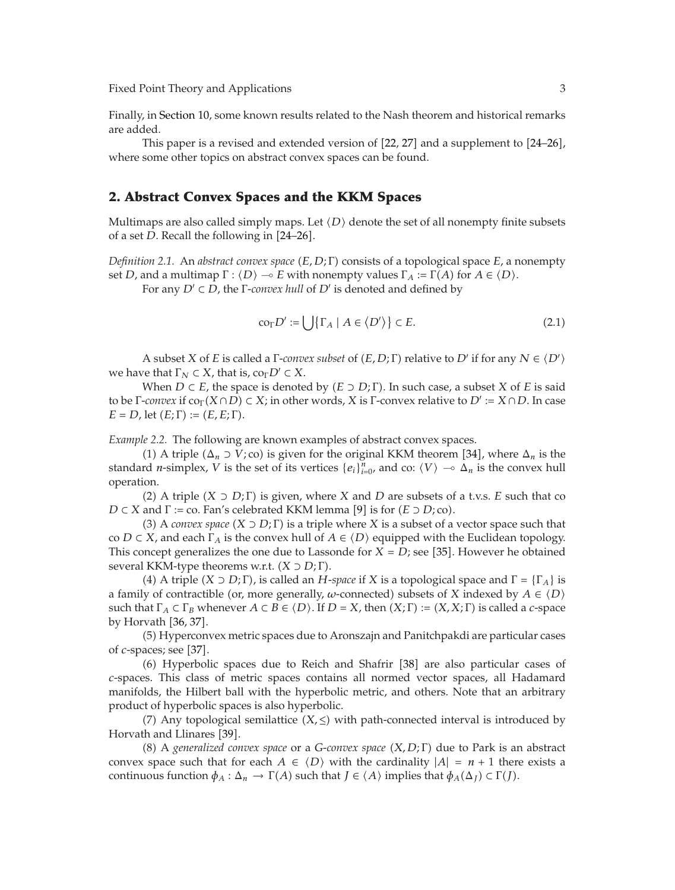Finally, in Section 10, some known results related to the Nash theorem and historical remarks are added.

This paper is a revised and extended version of [22, 27] and a supplement to [24–26], where some other topics on abstract convex spaces can be found.

## 2. Abstract Convex Spaces and the KKM Spaces

Multimaps are also called simply maps. Let $\langle D\rangle$ denote the set of all nonempty finite subsets of a set $D$. Recall the following in [24–26].

*Definition 2.1.* An *abstract convex space* $(E, D; \Gamma)$ consists of a topological space $E$, a nonempty set $D$, and a multimap $\Gamma : \langle D\rangle \multimap E$ with nonempty values $\Gamma_A := \Gamma(A)$ for $A \in \langle D\rangle$.

For any $D' \subset D$, the $\Gamma$-*convex hull* of $D'$ is denoted and defined by

$$\mathrm{co}_\Gamma D' := \bigcup\{\Gamma_A \mid A \in \langle D'\rangle\} \subset E. \tag{2.1}$$

A subset $X$ of $E$ is called a $\Gamma$-*convex subset* of $(E, D; \Gamma)$ relative to $D'$ if for any $N \in \langle D'\rangle$ we have that $\Gamma_N \subset X$, that is, $\mathrm{co}_\Gamma D' \subset X$.

When $D \subset E$, the space is denoted by $(E \supset D; \Gamma)$. In such case, a subset $X$ of $E$ is said to be $\Gamma$-*convex* if $\mathrm{co}_\Gamma(X \cap D) \subset X$; in other words, $X$ is $\Gamma$-convex relative to $D' := X \cap D$. In case $E = D$, let $(E; \Gamma) := (E, E; \Gamma)$.

*Example 2.2.* The following are known examples of abstract convex spaces.

(1) A triple $(\Delta_n \supset V; \mathrm{co})$ is given for the original KKM theorem [34], where $\Delta_n$ is the standard $n$-simplex, $V$ is the set of its vertices $\{e_i\}_{i=0}^n$, and co: $\langle V\rangle \multimap \Delta_n$ is the convex hull operation.

(2) A triple $(X \supset D; \Gamma)$ is given, where $X$ and $D$ are subsets of a t.v.s. $E$ such that co $D \subset X$ and $\Gamma :=$ co. Fan's celebrated KKM lemma [9] is for $(E \supset D; \mathrm{co})$.

(3) A *convex space* $(X \supset D; \Gamma)$ is a triple where $X$ is a subset of a vector space such that co $D \subset X$, and each $\Gamma_A$ is the convex hull of $A \in \langle D\rangle$ equipped with the Euclidean topology. This concept generalizes the one due to Lassonde for $X = D$; see [35]. However he obtained several KKM-type theorems w.r.t. $(X \supset D; \Gamma)$.

(4) A triple $(X \supset D; \Gamma)$, is called an *H-space* if $X$ is a topological space and $\Gamma = \{\Gamma_A\}$ is a family of contractible (or, more generally, $\omega$-connected) subsets of $X$ indexed by $A \in \langle D\rangle$ such that $\Gamma_A \subset \Gamma_B$ whenever $A \subset B \in \langle D\rangle$. If $D = X$, then $(X; \Gamma) := (X, X; \Gamma)$ is called a *c*-space by Horvath [36, 37].

(5) Hyperconvex metric spaces due to Aronszajn and Panitchpakdi are particular cases of *c*-spaces; see [37].

(6) Hyperbolic spaces due to Reich and Shafrir [38] are also particular cases of *c*-spaces. This class of metric spaces contains all normed vector spaces, all Hadamard manifolds, the Hilbert ball with the hyperbolic metric, and others. Note that an arbitrary product of hyperbolic spaces is also hyperbolic.

(7) Any topological semilattice $(X, \le)$ with path-connected interval is introduced by Horvath and Llinares [39].

(8) A *generalized convex space* or a *G-convex space* $(X, D; \Gamma)$ due to Park is an abstract convex space such that for each $A \in \langle D\rangle$ with the cardinality $|A| = n + 1$ there exists a continuous function $\phi_A : \Delta_n \to \Gamma(A)$ such that $J \in \langle A\rangle$ implies that $\phi_A(\Delta_J) \subset \Gamma(J)$.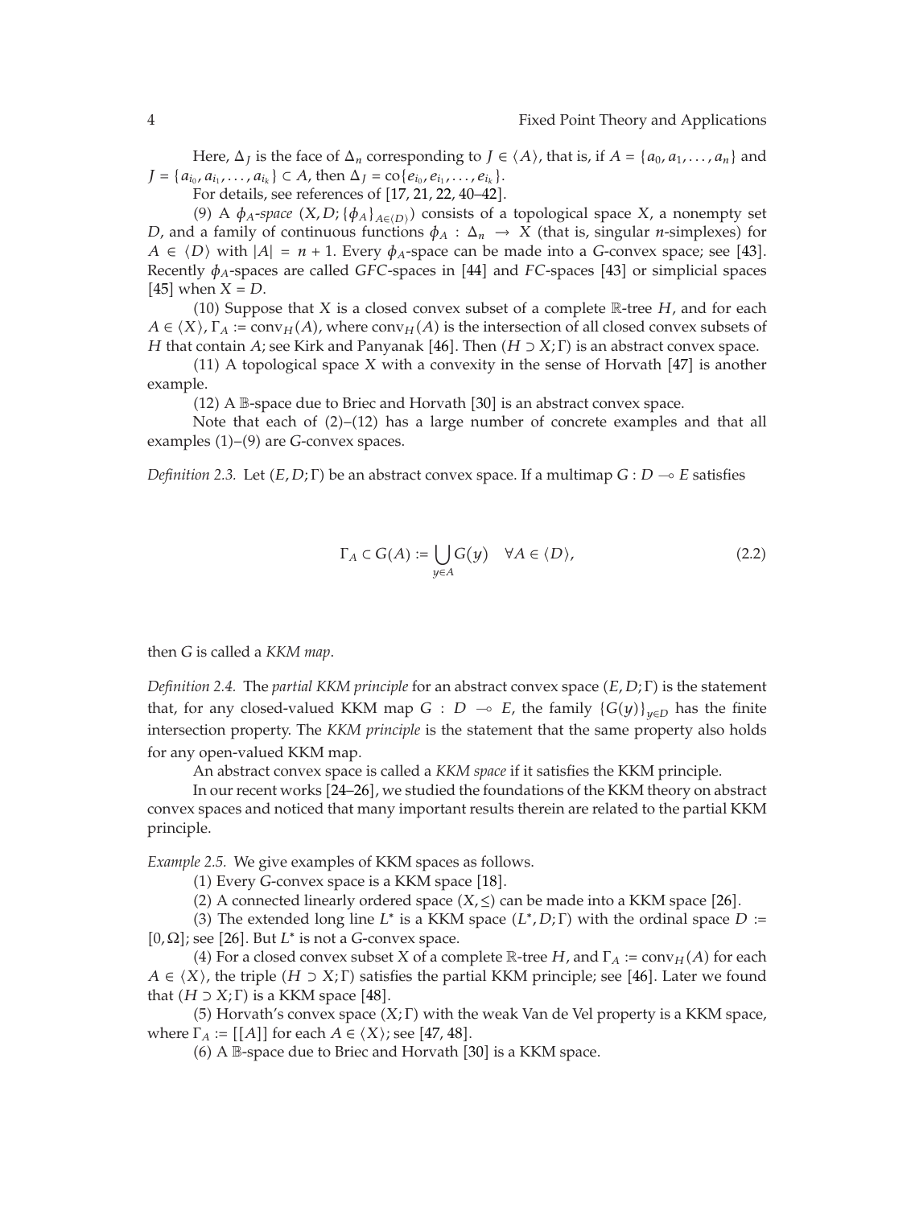Here, $\Delta_J$ is the face of $\Delta_n$ corresponding to $J \in \langle A \rangle$, that is, if $A = \{a_0, a_1, \ldots, a_n\}$ and $J = \{a_{i_0}, a_{i_1}, \ldots, a_{i_k}\} \subset A$, then $\Delta_J = \text{co}\{e_{i_0}, e_{i_1}, \ldots, e_{i_k}\}$.

For details, see references of [17, 21, 22, 40–42].

(9) A *$\phi_A$-space* $(X, D; \{\phi_A\}_{A \in \langle D \rangle})$ consists of a topological space $X$, a nonempty set $D$, and a family of continuous functions $\phi_A : \Delta_n \to X$ (that is, singular $n$-simplexes) for $A \in \langle D \rangle$ with $|A| = n + 1$. Every $\phi_A$-space can be made into a $G$-convex space; see [43]. Recently $\phi_A$-spaces are called *GFC*-spaces in [44] and *FC*-spaces [43] or simplicial spaces [45] when $X = D$.

(10) Suppose that $X$ is a closed convex subset of a complete $\mathbb{R}$-tree $H$, and for each $A \in \langle X \rangle$, $\Gamma_A := \text{conv}_H(A)$, where $\text{conv}_H(A)$ is the intersection of all closed convex subsets of $H$ that contain $A$; see Kirk and Panyanak [46]. Then $(H \supset X; \Gamma)$ is an abstract convex space.

(11) A topological space $X$ with a convexity in the sense of Horvath [47] is another example.

(12) A $\mathbb{B}$-space due to Briec and Horvath [30] is an abstract convex space.

Note that each of (2)–(12) has a large number of concrete examples and that all examples (1)–(9) are $G$-convex spaces.

*Definition 2.3.* Let $(E, D; \Gamma)$ be an abstract convex space. If a multimap $G : D \multimap E$ satisfies

$$\Gamma_A \subset G(A) := \bigcup_{y \in A} G(y) \quad \forall A \in \langle D \rangle, \tag{2.2}$$

then $G$ is called a *KKM map*.

*Definition 2.4.* The *partial KKM principle* for an abstract convex space $(E, D; \Gamma)$ is the statement that, for any closed-valued KKM map $G : D \multimap E$, the family $\{G(y)\}_{y \in D}$ has the finite intersection property. The *KKM principle* is the statement that the same property also holds for any open-valued KKM map.

An abstract convex space is called a *KKM space* if it satisfies the KKM principle.

In our recent works [24–26], we studied the foundations of the KKM theory on abstract convex spaces and noticed that many important results therein are related to the partial KKM principle.

*Example 2.5.* We give examples of KKM spaces as follows.

(1) Every $G$-convex space is a KKM space [18].

(2) A connected linearly ordered space $(X, \leq)$ can be made into a KKM space [26].

(3) The extended long line $L^*$ is a KKM space $(L^*, D; \Gamma)$ with the ordinal space $D := [0, \Omega]$; see [26]. But $L^*$ is not a $G$-convex space.

(4) For a closed convex subset $X$ of a complete $\mathbb{R}$-tree $H$, and $\Gamma_A := \text{conv}_H(A)$ for each $A \in \langle X \rangle$, the triple $(H \supset X; \Gamma)$ satisfies the partial KKM principle; see [46]. Later we found that $(H \supset X; \Gamma)$ is a KKM space [48].

(5) Horvath's convex space $(X; \Gamma)$ with the weak Van de Vel property is a KKM space, where $\Gamma_A := [[A]]$ for each $A \in \langle X \rangle$; see [47, 48].

(6) A $\mathbb{B}$-space due to Briec and Horvath [30] is a KKM space.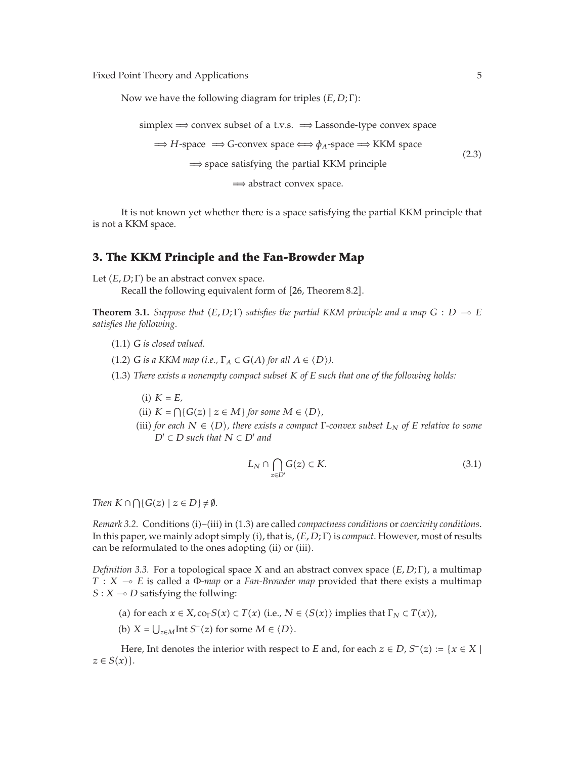Now we have the following diagram for triples $(E, D; \Gamma)$:

$$
\begin{gathered}
\text{simplex} \Longrightarrow \text{convex subset of a t.v.s.} \Longrightarrow \text{Lassonde-type convex space} \\
\Longrightarrow H\text{-space} \Longrightarrow G\text{-convex space} \Longleftrightarrow \phi_A\text{-space} \Longrightarrow \text{KKM space} \\
\Longrightarrow \text{space satisfying the partial KKM principle} \\
\Longrightarrow \text{abstract convex space.}
\end{gathered} \tag{2.3}
$$

It is not known yet whether there is a space satisfying the partial KKM principle that is not a KKM space.

## 3. The KKM Principle and the Fan-Browder Map

Let $(E, D; \Gamma)$ be an abstract convex space.

Recall the following equivalent form of [26, Theorem 8.2].

**Theorem 3.1.** *Suppose that $(E, D; \Gamma)$ satisfies the partial KKM principle and a map $G : D \multimap E$ satisfies the following.*

(1.1) *$G$ is closed valued.*

(1.2) *$G$ is a KKM map (i.e., $\Gamma_A \subset G(A)$ for all $A \in \langle D \rangle$).*

(1.3) *There exists a nonempty compact subset $K$ of $E$ such that one of the following holds:*

- (i) *$K = E$,*
- (ii) *$K = \bigcap\{G(z) \mid z \in M\}$ for some $M \in \langle D \rangle$,*
- (iii) *for each $N \in \langle D \rangle$, there exists a compact $\Gamma$-convex subset $L_N$ of $E$ relative to some $D' \subset D$ such that $N \subset D'$ and*

$$
L_N \cap \bigcap_{z \in D'} G(z) \subset K. \tag{3.1}
$$

*Then $K \cap \bigcap\{G(z) \mid z \in D\} \neq \emptyset$.*

*Remark 3.2.* Conditions (i)–(iii) in (1.3) are called *compactness conditions* or *coercivity conditions*. In this paper, we mainly adopt simply (i), that is, $(E, D; \Gamma)$ is *compact*. However, most of results can be reformulated to the ones adopting (ii) or (iii).

*Definition 3.3.* For a topological space $X$ and an abstract convex space $(E, D; \Gamma)$, a multimap $T : X \multimap E$ is called a $\Phi$-*map* or a *Fan-Browder map* provided that there exists a multimap $S : X \multimap D$ satisfying the follwing:

(a) for each $x \in X$, $\text{co}_\Gamma S(x) \subset T(x)$ (i.e., $N \in \langle S(x) \rangle$ implies that $\Gamma_N \subset T(x)$),

(b) $X = \bigcup_{z \in M} \text{Int}\, S^-(z)$ for some $M \in \langle D \rangle$.

Here, Int denotes the interior with respect to $E$ and, for each $z \in D$, $S^-(z) := \{x \in X \mid z \in S(x)\}$.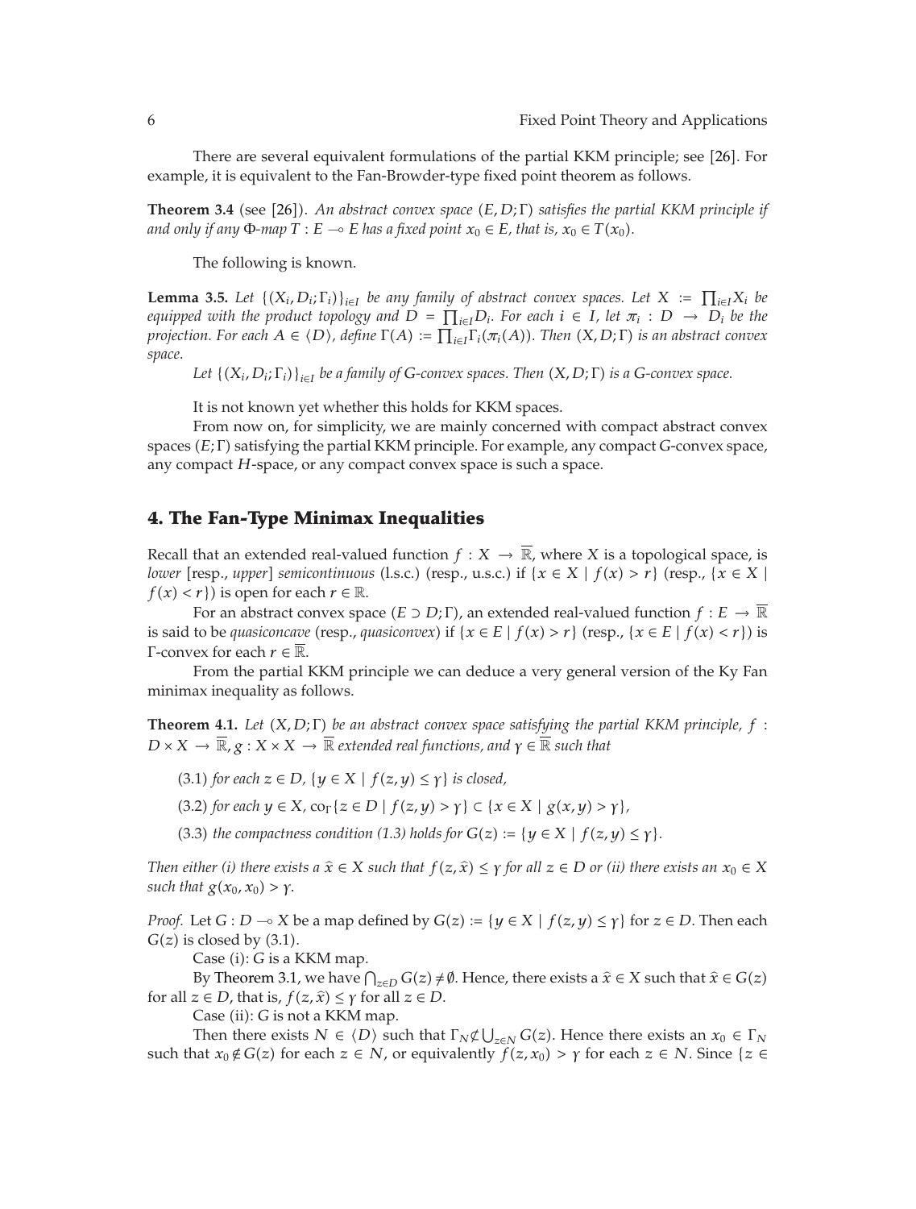There are several equivalent formulations of the partial KKM principle; see [26]. For example, it is equivalent to the Fan-Browder-type fixed point theorem as follows.

**Theorem 3.4** (see [26]). *An abstract convex space $(E, D; \Gamma)$ satisfies the partial KKM principle if and only if any $\Phi$-map $T : E \multimap E$ has a fixed point $x_0 \in E$, that is, $x_0 \in T(x_0)$.*

The following is known.

**Lemma 3.5.** *Let $\{(X_i, D_i; \Gamma_i)\}_{i \in I}$ be any family of abstract convex spaces. Let $X := \prod_{i \in I} X_i$ be equipped with the product topology and $D = \prod_{i \in I} D_i$. For each $i \in I$, let $\pi_i : D \to D_i$ be the projection. For each $A \in \langle D \rangle$, define $\Gamma(A) := \prod_{i \in I} \Gamma_i(\pi_i(A))$. Then $(X, D; \Gamma)$ is an abstract convex space.*

*Let $\{(X_i, D_i; \Gamma_i)\}_{i \in I}$ be a family of G-convex spaces. Then $(X, D; \Gamma)$ is a G-convex space.*

It is not known yet whether this holds for KKM spaces.

From now on, for simplicity, we are mainly concerned with compact abstract convex spaces $(E; \Gamma)$ satisfying the partial KKM principle. For example, any compact $G$-convex space, any compact $H$-space, or any compact convex space is such a space.

## 4. The Fan-Type Minimax Inequalities

Recall that an extended real-valued function $f : X \to \overline{\mathbb{R}}$, where $X$ is a topological space, is *lower* [resp., *upper*] *semicontinuous* (l.s.c.) (resp., u.s.c.) if $\{x \in X \mid f(x) > r\}$ (resp., $\{x \in X \mid f(x) < r\}$) is open for each $r \in \mathbb{R}$.

For an abstract convex space $(E \supset D; \Gamma)$, an extended real-valued function $f : E \to \overline{\mathbb{R}}$ is said to be *quasiconcave* (resp., *quasiconvex*) if $\{x \in E \mid f(x) > r\}$ (resp., $\{x \in E \mid f(x) < r\}$) is $\Gamma$-convex for each $r \in \overline{\mathbb{R}}$.

From the partial KKM principle we can deduce a very general version of the Ky Fan minimax inequality as follows.

**Theorem 4.1.** *Let $(X, D; \Gamma)$ be an abstract convex space satisfying the partial KKM principle, $f : D \times X \to \overline{\mathbb{R}}$, $g : X \times X \to \overline{\mathbb{R}}$ extended real functions, and $\gamma \in \overline{\mathbb{R}}$ such that*

(3.1) *for each $z \in D$, $\{y \in X \mid f(z, y) \leq \gamma\}$ is closed,*

(3.2) *for each $y \in X$, $\mathrm{co}_\Gamma \{z \in D \mid f(z, y) > \gamma\} \subset \{x \in X \mid g(x, y) > \gamma\}$,*

(3.3) *the compactness condition (1.3) holds for $G(z) := \{y \in X \mid f(z, y) \leq \gamma\}$.*

*Then either (i) there exists a $\widehat{x} \in X$ such that $f(z, \widehat{x}) \leq \gamma$ for all $z \in D$ or (ii) there exists an $x_0 \in X$ such that $g(x_0, x_0) > \gamma$.*

*Proof.* Let $G : D \multimap X$ be a map defined by $G(z) := \{y \in X \mid f(z, y) \leq \gamma\}$ for $z \in D$. Then each $G(z)$ is closed by (3.1).

Case (i): $G$ is a KKM map.

By Theorem 3.1, we have $\bigcap_{z \in D} G(z) \neq \emptyset$. Hence, there exists a $\widehat{x} \in X$ such that $\widehat{x} \in G(z)$ for all $z \in D$, that is, $f(z, \widehat{x}) \leq \gamma$ for all $z \in D$.

Case (ii): $G$ is not a KKM map.

Then there exists $N \in \langle D \rangle$ such that $\Gamma_N \not\subset \bigcup_{z \in N} G(z)$. Hence there exists an $x_0 \in \Gamma_N$ such that $x_0 \notin G(z)$ for each $z \in N$, or equivalently $f(z, x_0) > \gamma$ for each $z \in N$. Since $\{z \in$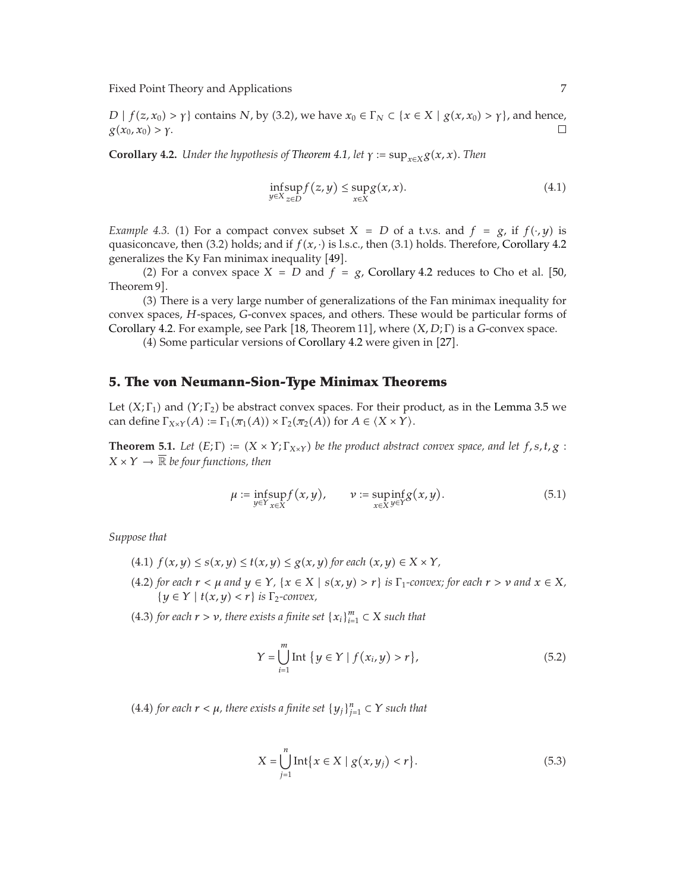$D \mid f(z, x_0) > \gamma\}$ contains $N$, by (3.2), we have $x_0 \in \Gamma_N \subset \{x \in X \mid g(x, x_0) > \gamma\}$, and hence, $g(x_0, x_0) > \gamma$. $\square$

**Corollary 4.2.** *Under the hypothesis of Theorem 4.1, let $\gamma := \sup_{x \in X} g(x, x)$. Then*

$$\inf_{y \in X} \sup_{z \in D} f(z, y) \leq \sup_{x \in X} g(x, x). \tag{4.1}$$

*Example 4.3.* (1) For a compact convex subset $X = D$ of a t.v.s. and $f = g$, if $f(\cdot, y)$ is quasiconcave, then (3.2) holds; and if $f(x, \cdot)$ is l.s.c., then (3.1) holds. Therefore, Corollary 4.2 generalizes the Ky Fan minimax inequality [49].

(2) For a convex space $X = D$ and $f = g$, Corollary 4.2 reduces to Cho et al. [50, Theorem 9].

(3) There is a very large number of generalizations of the Fan minimax inequality for convex spaces, $H$-spaces, $G$-convex spaces, and others. These would be particular forms of Corollary 4.2. For example, see Park [18, Theorem 11], where $(X, D; \Gamma)$ is a $G$-convex space.

(4) Some particular versions of Corollary 4.2 were given in [27].

## 5. The von Neumann-Sion-Type Minimax Theorems

Let $(X; \Gamma_1)$ and $(Y; \Gamma_2)$ be abstract convex spaces. For their product, as in the Lemma 3.5 we can define $\Gamma_{X \times Y}(A) := \Gamma_1(\pi_1(A)) \times \Gamma_2(\pi_2(A))$ for $A \in \langle X \times Y \rangle$.

**Theorem 5.1.** *Let $(E; \Gamma) := (X \times Y; \Gamma_{X \times Y})$ be the product abstract convex space, and let $f, s, t, g : X \times Y \to \overline{\mathbb{R}}$ be four functions, then*

$$\mu := \inf_{y \in Y} \sup_{x \in X} f(x, y), \qquad \nu := \sup_{x \in X} \inf_{y \in Y} g(x, y). \tag{5.1}$$

*Suppose that*

(4.1) *$f(x, y) \leq s(x, y) \leq t(x, y) \leq g(x, y)$ for each $(x, y) \in X \times Y$,*

(4.2) *for each $r < \mu$ and $y \in Y$, $\{x \in X \mid s(x, y) > r\}$ is $\Gamma_1$-convex; for each $r > \nu$ and $x \in X$, $\{y \in Y \mid t(x, y) < r\}$ is $\Gamma_2$-convex,*

(4.3) *for each $r > \nu$, there exists a finite set $\{x_i\}_{i=1}^m \subset X$ such that*

$$Y = \bigcup_{i=1}^{m} \operatorname{Int} \{y \in Y \mid f(x_i, y) > r\}, \tag{5.2}$$

(4.4) *for each $r < \mu$, there exists a finite set $\{y_j\}_{j=1}^n \subset Y$ such that*

$$X = \bigcup_{j=1}^{n} \operatorname{Int}\{x \in X \mid g(x, y_j) < r\}. \tag{5.3}$$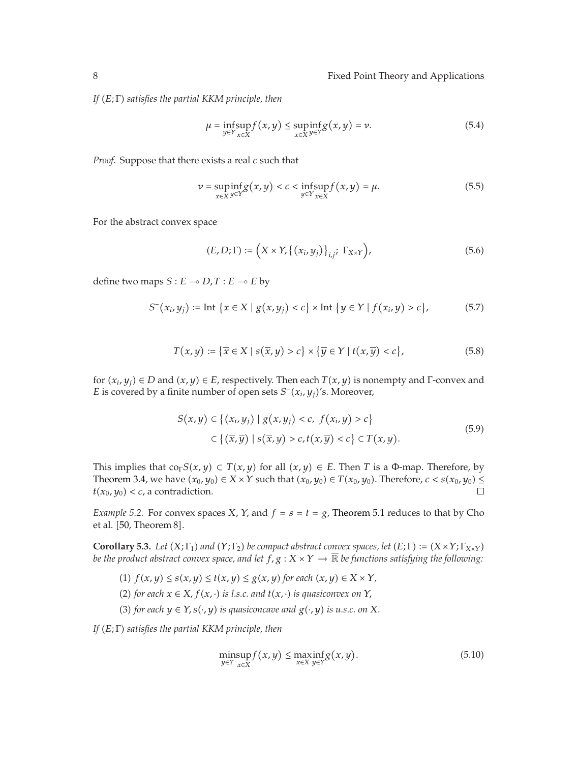*If $(E;\Gamma)$ satisfies the partial KKM principle, then*

$$\mu = \inf_{y\in Y}\sup_{x\in X} f(x,y) \le \sup_{x\in X}\inf_{y\in Y} g(x,y) = \nu. \tag{5.4}$$

*Proof.* Suppose that there exists a real $c$ such that

$$\nu = \sup_{x\in X}\inf_{y\in Y} g(x,y) < c < \inf_{y\in Y}\sup_{x\in X} f(x,y) = \mu. \tag{5.5}$$

For the abstract convex space

$$(E, D;\Gamma) := \left(X \times Y, \{(x_i, y_j)\}_{i,j};\ \Gamma_{X\times Y}\right), \tag{5.6}$$

define two maps $S : E \multimap D, T : E \multimap E$ by

$$S^{-}(x_i, y_j) := \operatorname{Int}\{x \in X \mid g(x, y_j) < c\} \times \operatorname{Int}\{y \in Y \mid f(x_i, y) > c\}, \tag{5.7}$$

$$T(x,y) := \{\overline{x} \in X \mid s(\overline{x}, y) > c\} \times \{\overline{y} \in Y \mid t(x, \overline{y}) < c\}, \tag{5.8}$$

for $(x_i, y_j) \in D$ and $(x, y) \in E$, respectively. Then each $T(x,y)$ is nonempty and $\Gamma$-convex and $E$ is covered by a finite number of open sets $S^{-}(x_i, y_j)$'s. Moreover,

$$\begin{aligned} S(x,y) &\subset \{(x_i, y_j) \mid g(x, y_j) < c,\ f(x_i, y) > c\} \\ &\subset \{(\overline{x}, \overline{y}) \mid s(\overline{x}, y) > c, t(x, \overline{y}) < c\} \subset T(x,y). \end{aligned} \tag{5.9}$$

This implies that $\operatorname{co}_\Gamma S(x,y) \subset T(x,y)$ for all $(x,y) \in E$. Then $T$ is a $\Phi$-map. Therefore, by Theorem 3.4, we have $(x_0, y_0) \in X \times Y$ such that $(x_0, y_0) \in T(x_0, y_0)$. Therefore, $c < s(x_0, y_0) \le t(x_0, y_0) < c$, a contradiction. □

*Example 5.2.* For convex spaces $X$, $Y$, and $f = s = t = g$, Theorem 5.1 reduces to that by Cho et al. [50, Theorem 8].

**Corollary 5.3.** *Let $(X;\Gamma_1)$ and $(Y;\Gamma_2)$ be compact abstract convex spaces, let $(E;\Gamma) := (X\times Y;\Gamma_{X\times Y})$ be the product abstract convex space, and let $f, g : X \times Y \to \overline{\mathbb{R}}$ be functions satisfying the following:*

(1) *$f(x,y) \le s(x,y) \le t(x,y) \le g(x,y)$ for each $(x,y) \in X \times Y$,*

(2) *for each $x \in X$, $f(x,\cdot)$ is l.s.c. and $t(x,\cdot)$ is quasiconvex on $Y$,*

(3) *for each $y \in Y$, $s(\cdot, y)$ is quasiconcave and $g(\cdot, y)$ is u.s.c. on $X$.*

*If $(E;\Gamma)$ satisfies the partial KKM principle, then*

$$\min_{y\in Y}\sup_{x\in X} f(x,y) \le \max_{x\in X}\inf_{y\in Y} g(x,y). \tag{5.10}$$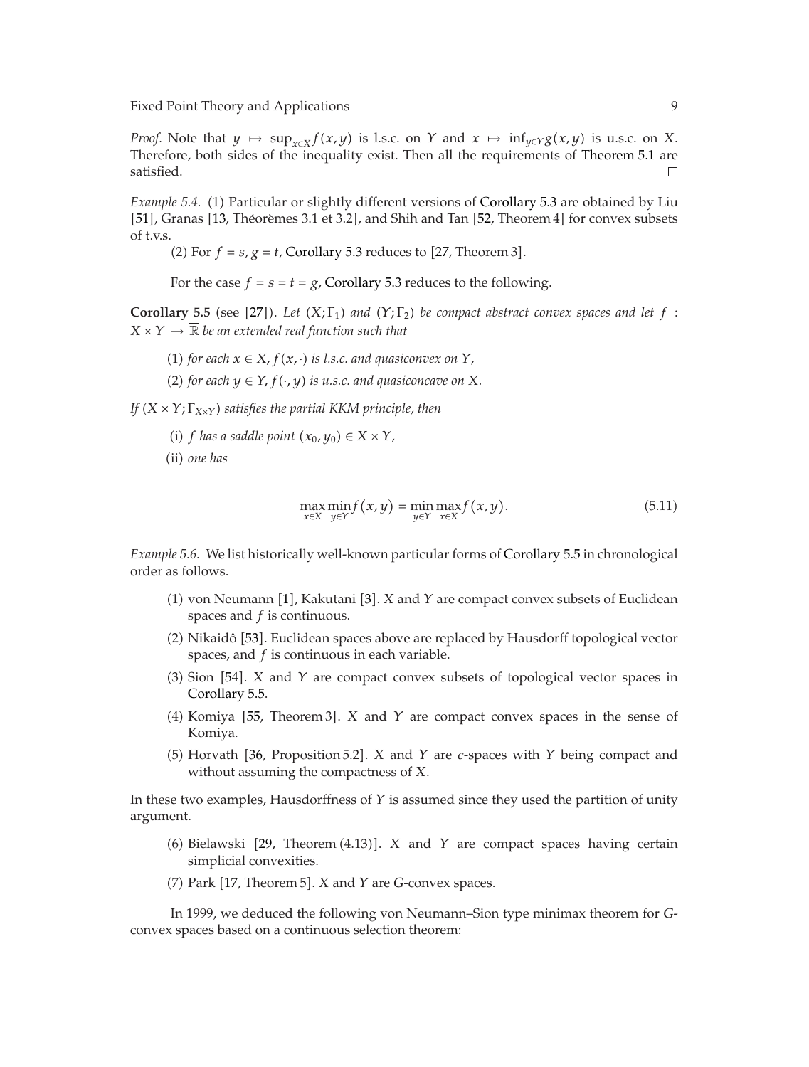*Proof.* Note that $y \mapsto \sup_{x\in X} f(x,y)$ is l.s.c. on $Y$ and $x \mapsto \inf_{y\in Y} g(x,y)$ is u.s.c. on $X$. Therefore, both sides of the inequality exist. Then all the requirements of Theorem 5.1 are satisfied. □

*Example 5.4.* (1) Particular or slightly different versions of Corollary 5.3 are obtained by Liu [51], Granas [13, Théorèmes 3.1 et 3.2], and Shih and Tan [52, Theorem 4] for convex subsets of t.v.s.

(2) For $f = s$, $g = t$, Corollary 5.3 reduces to [27, Theorem 3].

For the case $f = s = t = g$, Corollary 5.3 reduces to the following.

**Corollary 5.5** (see [27]). *Let $(X;\Gamma_1)$ and $(Y;\Gamma_2)$ be compact abstract convex spaces and let $f : X \times Y \to \overline{\mathbb{R}}$ be an extended real function such that*

(1) *for each $x \in X$, $f(x,\cdot)$ is l.s.c. and quasiconvex on $Y$,*

(2) *for each $y \in Y$, $f(\cdot,y)$ is u.s.c. and quasiconcave on $X$.*

*If $(X \times Y;\Gamma_{X\times Y})$ satisfies the partial KKM principle, then*

(i) *$f$ has a saddle point $(x_0,y_0) \in X \times Y$,*

(ii) *one has*

$$\max_{x\in X}\min_{y\in Y} f(x,y) = \min_{y\in Y}\max_{x\in X} f(x,y). \tag{5.11}$$

*Example 5.6.* We list historically well-known particular forms of Corollary 5.5 in chronological order as follows.

(1) von Neumann [1], Kakutani [3]. $X$ and $Y$ are compact convex subsets of Euclidean spaces and $f$ is continuous.

(2) Nikaidô [53]. Euclidean spaces above are replaced by Hausdorff topological vector spaces, and $f$ is continuous in each variable.

(3) Sion [54]. $X$ and $Y$ are compact convex subsets of topological vector spaces in Corollary 5.5.

(4) Komiya [55, Theorem 3]. $X$ and $Y$ are compact convex spaces in the sense of Komiya.

(5) Horvath [36, Proposition 5.2]. $X$ and $Y$ are $c$-spaces with $Y$ being compact and without assuming the compactness of $X$.

In these two examples, Hausdorffness of $Y$ is assumed since they used the partition of unity argument.

(6) Bielawski [29, Theorem (4.13)]. $X$ and $Y$ are compact spaces having certain simplicial convexities.

(7) Park [17, Theorem 5]. $X$ and $Y$ are $G$-convex spaces.

In 1999, we deduced the following von Neumann–Sion type minimax theorem for $G$-convex spaces based on a continuous selection theorem: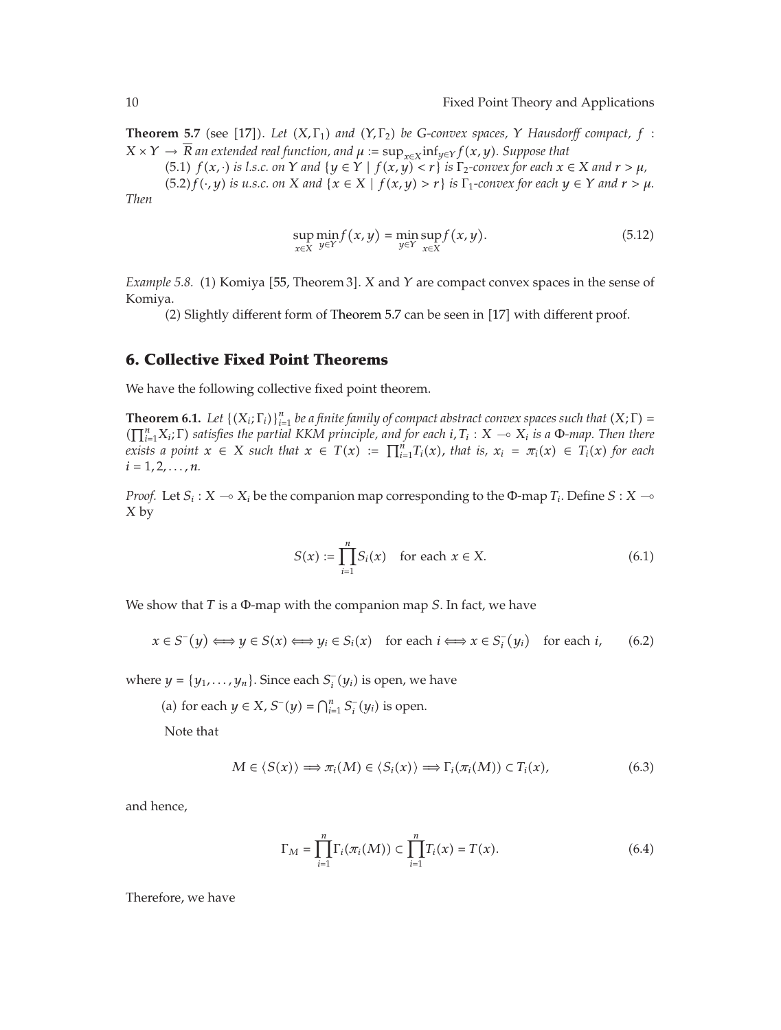**Theorem 5.7** (see [17]). *Let $(X, \Gamma_1)$ and $(Y, \Gamma_2)$ be G-convex spaces, $Y$ Hausdorff compact, $f : X \times Y \to \overline{R}$ an extended real function, and $\mu := \sup_{x \in X} \inf_{y \in Y} f(x, y)$. Suppose that*

(5.1) *$f(x, \cdot)$ is l.s.c. on $Y$ and $\{y \in Y \mid f(x, y) < r\}$ is $\Gamma_2$-convex for each $x \in X$ and $r > \mu$,*

(5.2) *$f(\cdot, y)$ is u.s.c. on $X$ and $\{x \in X \mid f(x, y) > r\}$ is $\Gamma_1$-convex for each $y \in Y$ and $r > \mu$.*

*Then*

$$\sup_{x \in X} \min_{y \in Y} f(x, y) = \min_{y \in Y} \sup_{x \in X} f(x, y). \tag{5.12}$$

*Example 5.8.* (1) Komiya [55, Theorem 3]. $X$ and $Y$ are compact convex spaces in the sense of Komiya.

(2) Slightly different form of Theorem 5.7 can be seen in [17] with different proof.

## 6. Collective Fixed Point Theorems

We have the following collective fixed point theorem.

**Theorem 6.1.** *Let $\{(X_i; \Gamma_i)\}_{i=1}^n$ be a finite family of compact abstract convex spaces such that $(X; \Gamma) = (\prod_{i=1}^n X_i; \Gamma)$ satisfies the partial KKM principle, and for each $i$, $T_i : X \multimap X_i$ is a $\Phi$-map. Then there exists a point $x \in X$ such that $x \in T(x) := \prod_{i=1}^n T_i(x)$, that is, $x_i = \pi_i(x) \in T_i(x)$ for each $i = 1, 2, \ldots, n$.*

*Proof.* Let $S_i : X \multimap X_i$ be the companion map corresponding to the $\Phi$-map $T_i$. Define $S : X \multimap X$ by

$$S(x) := \prod_{i=1}^n S_i(x) \quad \text{for each } x \in X. \tag{6.1}$$

We show that $T$ is a $\Phi$-map with the companion map $S$. In fact, we have

$$x \in S^-(y) \Longleftrightarrow y \in S(x) \Longleftrightarrow y_i \in S_i(x) \quad \text{for each } i \Longleftrightarrow x \in S_i^-(y_i) \quad \text{for each } i, \tag{6.2}$$

where $y = \{y_1, \ldots, y_n\}$. Since each $S_i^-(y_i)$ is open, we have

(a) for each $y \in X$, $S^-(y) = \bigcap_{i=1}^n S_i^-(y_i)$ is open.

Note that

$$M \in \langle S(x) \rangle \Longrightarrow \pi_i(M) \in \langle S_i(x) \rangle \Longrightarrow \Gamma_i(\pi_i(M)) \subset T_i(x), \tag{6.3}$$

and hence,

$$\Gamma_M = \prod_{i=1}^n \Gamma_i(\pi_i(M)) \subset \prod_{i=1}^n T_i(x) = T(x). \tag{6.4}$$

Therefore, we have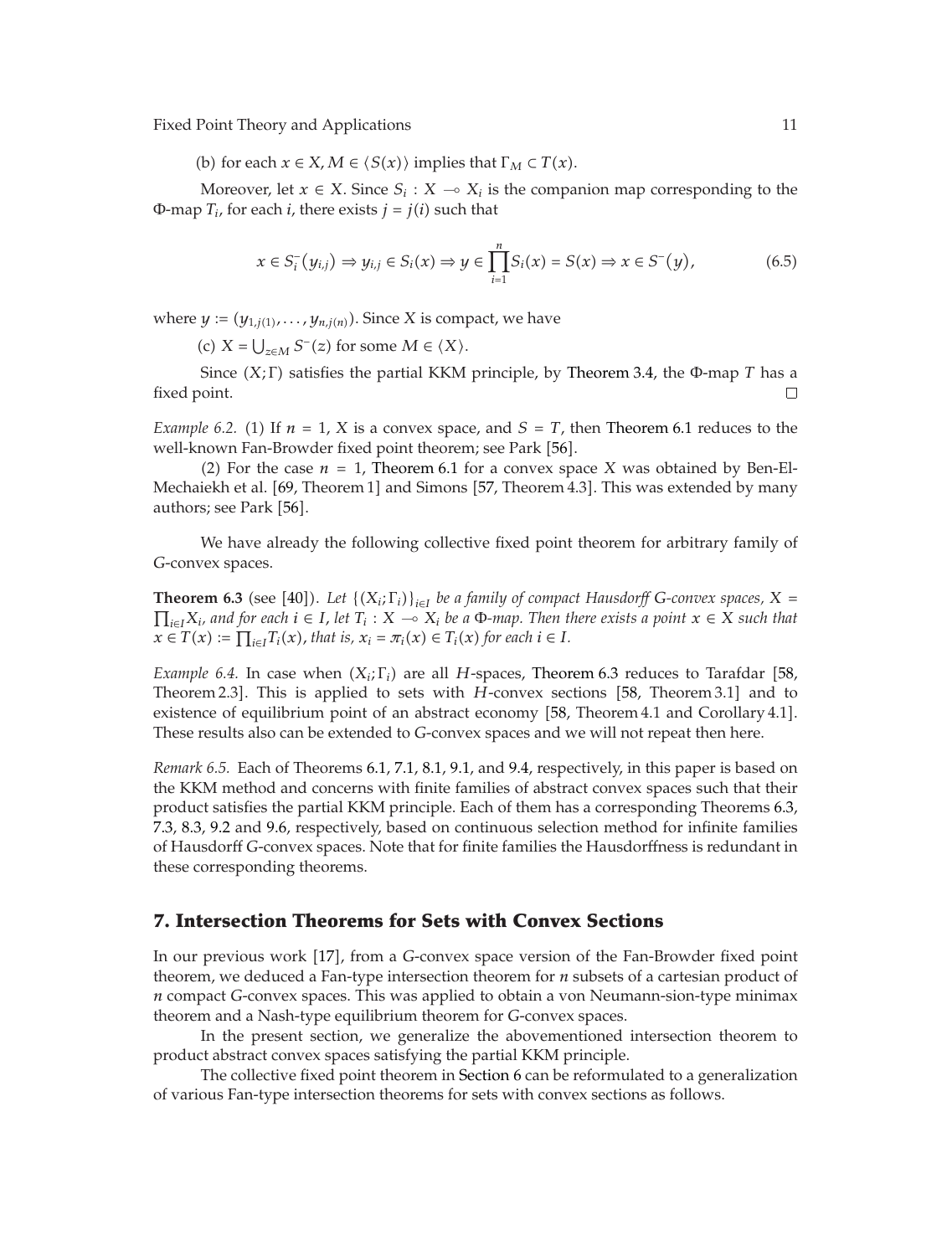(b) for each $x \in X$, $M \in \langle S(x) \rangle$ implies that $\Gamma_M \subset T(x)$.

Moreover, let $x \in X$. Since $S_i : X \multimap X_i$ is the companion map corresponding to the $\Phi$-map $T_i$, for each $i$, there exists $j = j(i)$ such that

$$x \in S_i^-(y_{i,j}) \Rightarrow y_{i,j} \in S_i(x) \Rightarrow y \in \prod_{i=1}^{n} S_i(x) = S(x) \Rightarrow x \in S^-(y), \tag{6.5}$$

where $y := (y_{1,j(1)}, \ldots, y_{n,j(n)})$. Since $X$ is compact, we have

(c) $X = \bigcup_{z \in M} S^-(z)$ for some $M \in \langle X \rangle$.

Since $(X; \Gamma)$ satisfies the partial KKM principle, by Theorem 3.4, the $\Phi$-map $T$ has a fixed point. □

*Example 6.2.* (1) If $n = 1$, $X$ is a convex space, and $S = T$, then Theorem 6.1 reduces to the well-known Fan-Browder fixed point theorem; see Park [56].

(2) For the case $n = 1$, Theorem 6.1 for a convex space $X$ was obtained by Ben-El-Mechaiekh et al. [69, Theorem 1] and Simons [57, Theorem 4.3]. This was extended by many authors; see Park [56].

We have already the following collective fixed point theorem for arbitrary family of $G$-convex spaces.

**Theorem 6.3** (see [40]). *Let $\{(X_i; \Gamma_i)\}_{i \in I}$ be a family of compact Hausdorff $G$-convex spaces, $X = \prod_{i \in I} X_i$, and for each $i \in I$, let $T_i : X \multimap X_i$ be a $\Phi$-map. Then there exists a point $x \in X$ such that $x \in T(x) := \prod_{i \in I} T_i(x)$, that is, $x_i = \pi_i(x) \in T_i(x)$ for each $i \in I$.*

*Example 6.4.* In case when $(X_i; \Gamma_i)$ are all $H$-spaces, Theorem 6.3 reduces to Tarafdar [58, Theorem 2.3]. This is applied to sets with $H$-convex sections [58, Theorem 3.1] and to existence of equilibrium point of an abstract economy [58, Theorem 4.1 and Corollary 4.1]. These results also can be extended to $G$-convex spaces and we will not repeat then here.

*Remark 6.5.* Each of Theorems 6.1, 7.1, 8.1, 9.1, and 9.4, respectively, in this paper is based on the KKM method and concerns with finite families of abstract convex spaces such that their product satisfies the partial KKM principle. Each of them has a corresponding Theorems 6.3, 7.3, 8.3, 9.2 and 9.6, respectively, based on continuous selection method for infinite families of Hausdorff $G$-convex spaces. Note that for finite families the Hausdorffness is redundant in these corresponding theorems.

## 7. Intersection Theorems for Sets with Convex Sections

In our previous work [17], from a $G$-convex space version of the Fan-Browder fixed point theorem, we deduced a Fan-type intersection theorem for $n$ subsets of a cartesian product of $n$ compact $G$-convex spaces. This was applied to obtain a von Neumann-sion-type minimax theorem and a Nash-type equilibrium theorem for $G$-convex spaces.

In the present section, we generalize the abovementioned intersection theorem to product abstract convex spaces satisfying the partial KKM principle.

The collective fixed point theorem in Section 6 can be reformulated to a generalization of various Fan-type intersection theorems for sets with convex sections as follows.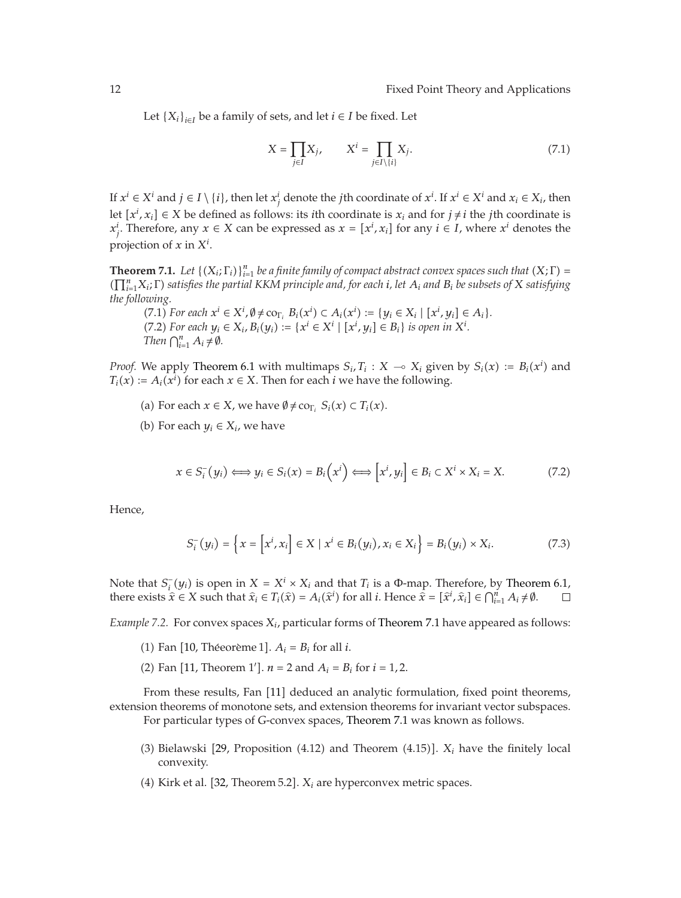Let $\{X_i\}_{i\in I}$ be a family of sets, and let $i \in I$ be fixed. Let

$$X = \prod_{j\in I} X_j, \qquad X^i = \prod_{j\in I\setminus\{i\}} X_j. \tag{7.1}$$

If $x^i \in X^i$ and $j \in I \setminus \{i\}$, then let $x^i_j$ denote the $j$th coordinate of $x^i$. If $x^i \in X^i$ and $x_i \in X_i$, then let $[x^i, x_i] \in X$ be defined as follows: its $i$th coordinate is $x_i$ and for $j \neq i$ the $j$th coordinate is $x^i_j$. Therefore, any $x \in X$ can be expressed as $x = [x^i, x_i]$ for any $i \in I$, where $x^i$ denotes the projection of $x$ in $X^i$.

**Theorem 7.1.** *Let $\{(X_i; \Gamma_i)\}_{i=1}^n$ be a finite family of compact abstract convex spaces such that $(X; \Gamma) = (\prod_{i=1}^n X_i; \Gamma)$ satisfies the partial KKM principle and, for each $i$, let $A_i$ and $B_i$ be subsets of $X$ satisfying the following.*

*(7.1) For each $x^i \in X^i$, $\emptyset \neq \mathrm{co}_{\Gamma_i} B_i(x^i) \subset A_i(x^i) := \{y_i \in X_i \mid [x^i, y_i] \in A_i\}$.*

*(7.2) For each $y_i \in X_i$, $B_i(y_i) := \{x^i \in X^i \mid [x^i, y_i] \in B_i\}$ is open in $X^i$.*

*Then $\bigcap_{i=1}^n A_i \neq \emptyset$.*

*Proof.* We apply Theorem 6.1 with multimaps $S_i, T_i : X \multimap X_i$ given by $S_i(x) := B_i(x^i)$ and $T_i(x) := A_i(x^i)$ for each $x \in X$. Then for each $i$ we have the following.

(a) For each $x \in X$, we have $\emptyset \neq \mathrm{co}_{\Gamma_i} S_i(x) \subset T_i(x)$.

(b) For each $y_i \in X_i$, we have

$$x \in S_i^-(y_i) \Longleftrightarrow y_i \in S_i(x) = B_i\left(x^i\right) \Longleftrightarrow \left[x^i, y_i\right] \in B_i \subset X^i \times X_i = X. \tag{7.2}$$

Hence,

$$S_i^-(y_i) = \left\{x = \left[x^i, x_i\right] \in X \mid x^i \in B_i(y_i), x_i \in X_i\right\} = B_i(y_i) \times X_i. \tag{7.3}$$

Note that $S_i^-(y_i)$ is open in $X = X^i \times X_i$ and that $T_i$ is a $\Phi$-map. Therefore, by Theorem 6.1, there exists $\widehat{x} \in X$ such that $\widehat{x}_i \in T_i(\widehat{x}) = A_i(\widehat{x}^i)$ for all $i$. Hence $\widehat{x} = [\widehat{x}^i, \widehat{x}_i] \in \bigcap_{i=1}^n A_i \neq \emptyset$. □

*Example 7.2.* For convex spaces $X_i$, particular forms of Theorem 7.1 have appeared as follows:

(1) Fan [10, Théeorème 1]. $A_i = B_i$ for all $i$.

(2) Fan [11, Theorem 1′]. $n = 2$ and $A_i = B_i$ for $i = 1, 2$.

From these results, Fan [11] deduced an analytic formulation, fixed point theorems, extension theorems of monotone sets, and extension theorems for invariant vector subspaces.

For particular types of $G$-convex spaces, Theorem 7.1 was known as follows.

(3) Bielawski [29, Proposition (4.12) and Theorem (4.15)]. $X_i$ have the finitely local convexity.

(4) Kirk et al. [32, Theorem 5.2]. $X_i$ are hyperconvex metric spaces.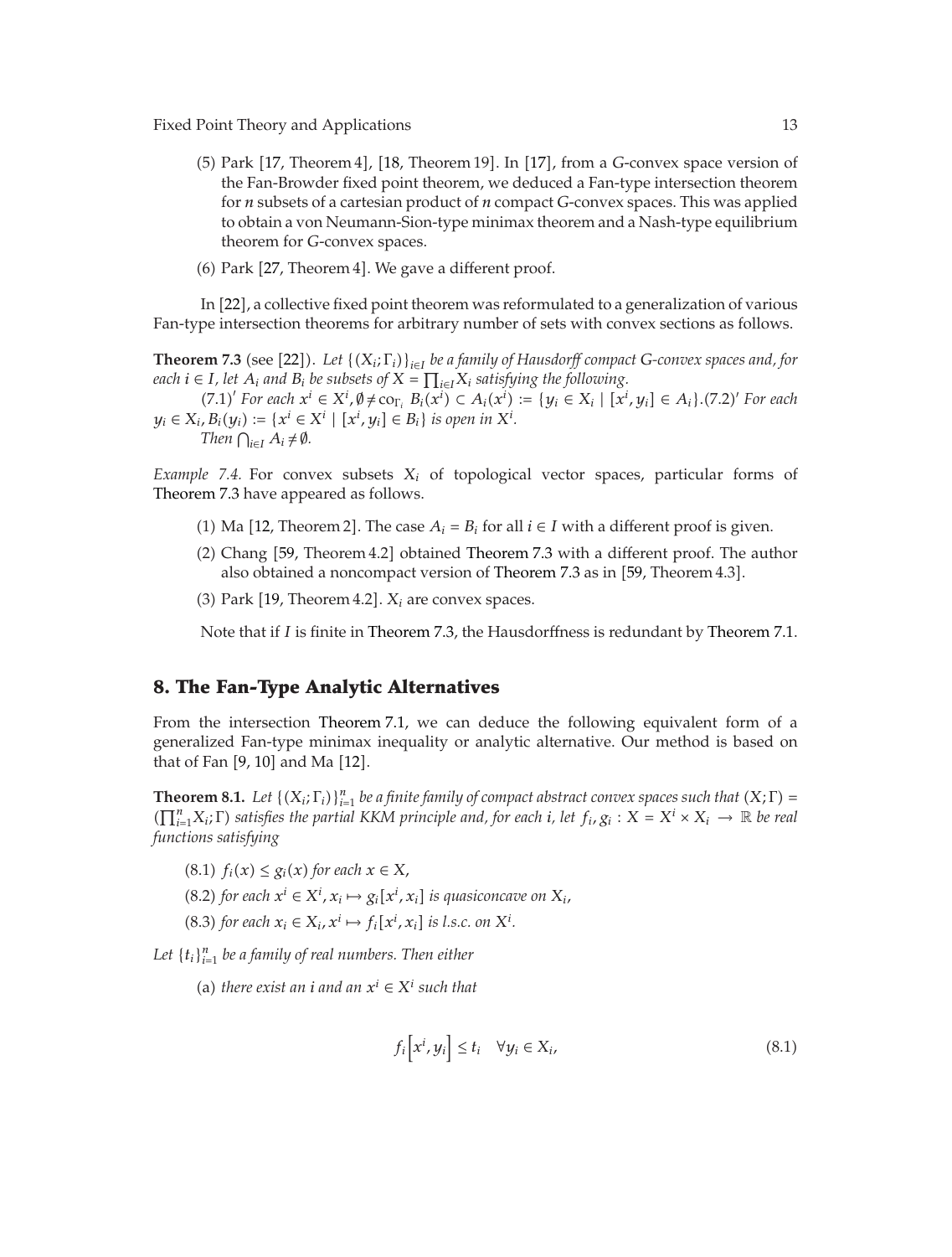(5) Park [17, Theorem 4], [18, Theorem 19]. In [17], from a $G$-convex space version of the Fan-Browder fixed point theorem, we deduced a Fan-type intersection theorem for $n$ subsets of a cartesian product of $n$ compact $G$-convex spaces. This was applied to obtain a von Neumann-Sion-type minimax theorem and a Nash-type equilibrium theorem for $G$-convex spaces.

(6) Park [27, Theorem 4]. We gave a different proof.

In [22], a collective fixed point theorem was reformulated to a generalization of various Fan-type intersection theorems for arbitrary number of sets with convex sections as follows.

**Theorem 7.3** (see [22]). *Let $\{(X_i;\Gamma_i)\}_{i\in I}$ be a family of Hausdorff compact $G$-convex spaces and, for each $i \in I$, let $A_i$ and $B_i$ be subsets of $X = \prod_{i\in I} X_i$ satisfying the following.*

*(7.1)′ For each $x^i \in X^i, \emptyset \neq \mathrm{co}_{\Gamma_i}\, B_i(x^i) \subset A_i(x^i) := \{y_i \in X_i \mid [x^i, y_i] \in A_i\}$.(7.2)′ For each $y_i \in X_i, B_i(y_i) := \{x^i \in X^i \mid [x^i, y_i] \in B_i\}$ is open in $X^i$.*

*Then $\bigcap_{i\in I} A_i \neq \emptyset$.*

*Example 7.4.* For convex subsets $X_i$ of topological vector spaces, particular forms of Theorem 7.3 have appeared as follows.

(1) Ma [12, Theorem 2]. The case $A_i = B_i$ for all $i \in I$ with a different proof is given.

(2) Chang [59, Theorem 4.2] obtained Theorem 7.3 with a different proof. The author also obtained a noncompact version of Theorem 7.3 as in [59, Theorem 4.3].

(3) Park [19, Theorem 4.2]. $X_i$ are convex spaces.

Note that if $I$ is finite in Theorem 7.3, the Hausdorffness is redundant by Theorem 7.1.

## 8. The Fan-Type Analytic Alternatives

From the intersection Theorem 7.1, we can deduce the following equivalent form of a generalized Fan-type minimax inequality or analytic alternative. Our method is based on that of Fan [9, 10] and Ma [12].

**Theorem 8.1.** *Let $\{(X_i;\Gamma_i)\}_{i=1}^n$ be a finite family of compact abstract convex spaces such that $(X;\Gamma) = (\prod_{i=1}^n X_i;\Gamma)$ satisfies the partial KKM principle and, for each $i$, let $f_i, g_i : X = X^i \times X_i \to \mathbb{R}$ be real functions satisfying*

*(8.1) $f_i(x) \leq g_i(x)$ for each $x \in X$,*

*(8.2) for each $x^i \in X^i$, $x_i \mapsto g_i[x^i, x_i]$ is quasiconcave on $X_i$,*

*(8.3) for each $x_i \in X_i$, $x^i \mapsto f_i[x^i, x_i]$ is l.s.c. on $X^i$.*

*Let $\{t_i\}_{i=1}^n$ be a family of real numbers. Then either*

(a) *there exist an $i$ and an $x^i \in X^i$ such that*

$$f_i\left[x^i, y_i\right] \leq t_i \quad \forall y_i \in X_i, \tag{8.1}$$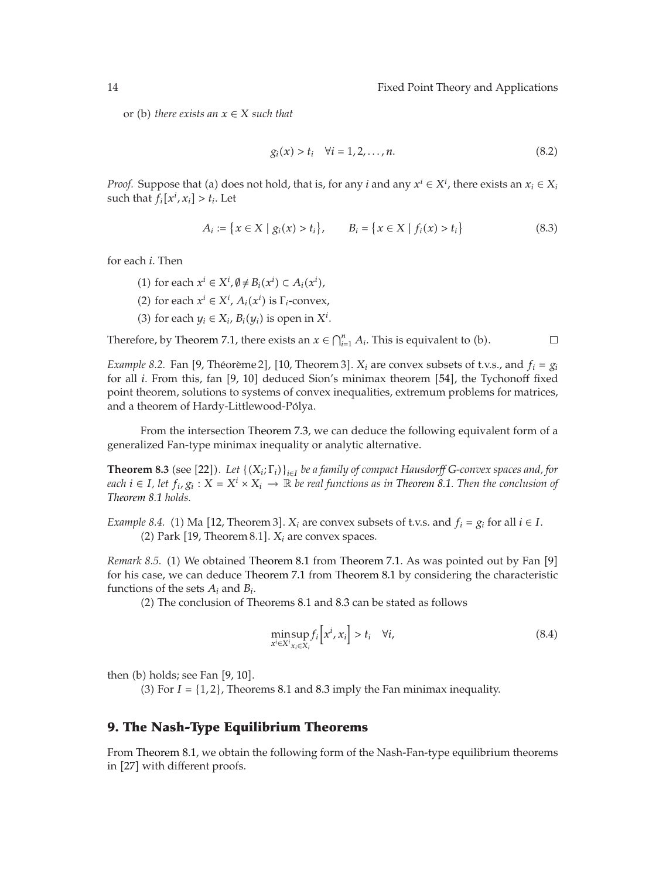or (b) *there exists an* $x \in X$ *such that*

$$g_i(x) > t_i \quad \forall i = 1, 2, \ldots, n. \tag{8.2}$$

*Proof.* Suppose that (a) does not hold, that is, for any $i$ and any $x^i \in X^i$, there exists an $x_i \in X_i$ such that $f_i[x^i, x_i] > t_i$. Let

$$A_i := \{x \in X \mid g_i(x) > t_i\}, \qquad B_i = \{x \in X \mid f_i(x) > t_i\} \tag{8.3}$$

for each $i$. Then

(1) for each $x^i \in X^i, \emptyset \neq B_i(x^i) \subset A_i(x^i)$,

(2) for each $x^i \in X^i$, $A_i(x^i)$ is $\Gamma_i$-convex,

(3) for each $y_i \in X_i$, $B_i(y_i)$ is open in $X^i$.

Therefore, by Theorem 7.1, there exists an $x \in \bigcap_{i=1}^n A_i$. This is equivalent to (b). □

*Example 8.2.* Fan [9, Théorème 2], [10, Theorem 3]. $X_i$ are convex subsets of t.v.s., and $f_i = g_i$ for all $i$. From this, fan [9, 10] deduced Sion's minimax theorem [54], the Tychonoff fixed point theorem, solutions to systems of convex inequalities, extremum problems for matrices, and a theorem of Hardy-Littlewood-Pólya.

From the intersection Theorem 7.3, we can deduce the following equivalent form of a generalized Fan-type minimax inequality or analytic alternative.

**Theorem 8.3** (see [22]). *Let* $\{(X_i; \Gamma_i)\}_{i \in I}$ *be a family of compact Hausdorff G-convex spaces and, for each* $i \in I$, *let* $f_i, g_i : X = X^i \times X_i \to \mathbb{R}$ *be real functions as in Theorem 8.1. Then the conclusion of Theorem 8.1 holds.*

*Example 8.4.* (1) Ma [12, Theorem 3]. $X_i$ are convex subsets of t.v.s. and $f_i = g_i$ for all $i \in I$.

(2) Park [19, Theorem 8.1]. $X_i$ are convex spaces.

*Remark 8.5.* (1) We obtained Theorem 8.1 from Theorem 7.1. As was pointed out by Fan [9] for his case, we can deduce Theorem 7.1 from Theorem 8.1 by considering the characteristic functions of the sets $A_i$ and $B_i$.

(2) The conclusion of Theorems 8.1 and 8.3 can be stated as follows

$$\min_{x^i \in X^i} \sup_{x_i \in X_i} f_i\left[x^i, x_i\right] > t_i \quad \forall i, \tag{8.4}$$

then (b) holds; see Fan [9, 10].

(3) For $I = \{1, 2\}$, Theorems 8.1 and 8.3 imply the Fan minimax inequality.

## 9. The Nash-Type Equilibrium Theorems

From Theorem 8.1, we obtain the following form of the Nash-Fan-type equilibrium theorems in [27] with different proofs.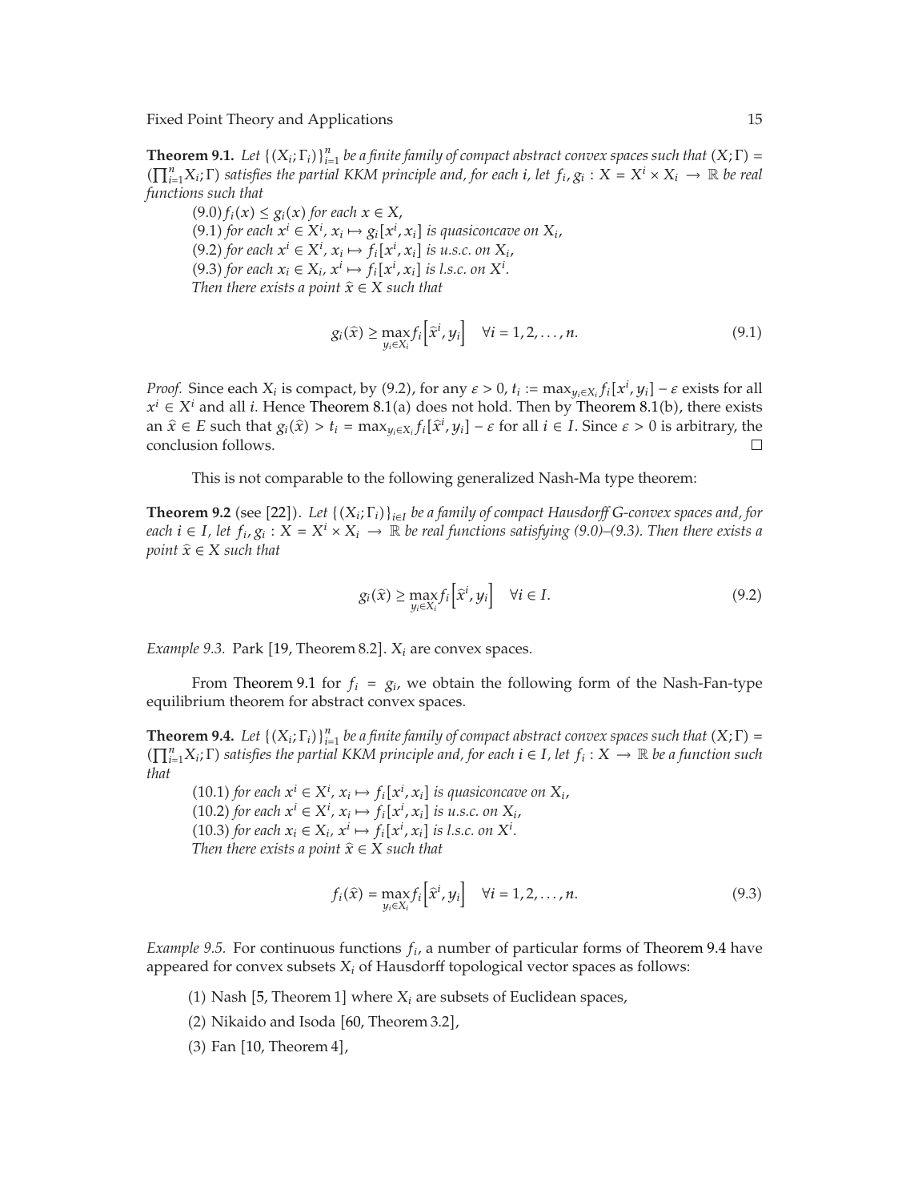**Theorem 9.1.** *Let $\{(X_i;\Gamma_i)\}_{i=1}^n$ be a finite family of compact abstract convex spaces such that $(X;\Gamma) = (\prod_{i=1}^n X_i;\Gamma)$ satisfies the partial KKM principle and, for each $i$, let $f_i, g_i : X = X^i \times X_i \to \mathbb{R}$ be real functions such that*

(9.0) $f_i(x) \leq g_i(x)$ *for each $x \in X$,*

(9.1) *for each $x^i \in X^i$, $x_i \mapsto g_i[x^i, x_i]$ is quasiconcave on $X_i$,*

(9.2) *for each $x^i \in X^i$, $x_i \mapsto f_i[x^i, x_i]$ is u.s.c. on $X_i$,*

(9.3) *for each $x_i \in X_i$, $x^i \mapsto f_i[x^i, x_i]$ is l.s.c. on $X^i$.*

*Then there exists a point $\widehat{x} \in X$ such that*

$$g_i(\widehat{x}) \geq \max_{y_i \in X_i} f_i\left[\widehat{x}^i, y_i\right] \quad \forall i = 1, 2, \ldots, n. \tag{9.1}$$

*Proof.* Since each $X_i$ is compact, by (9.2), for any $\varepsilon > 0$, $t_i := \max_{y_i \in X_i} f_i[x^i, y_i] - \varepsilon$ exists for all $x^i \in X^i$ and all $i$. Hence Theorem 8.1(a) does not hold. Then by Theorem 8.1(b), there exists an $\widehat{x} \in E$ such that $g_i(\widehat{x}) > t_i = \max_{y_i \in X_i} f_i[\widehat{x}^i, y_i] - \varepsilon$ for all $i \in I$. Since $\varepsilon > 0$ is arbitrary, the conclusion follows. □

This is not comparable to the following generalized Nash-Ma type theorem:

**Theorem 9.2** (see [22]). *Let $\{(X_i;\Gamma_i)\}_{i \in I}$ be a family of compact Hausdorff G-convex spaces and, for each $i \in I$, let $f_i, g_i : X = X^i \times X_i \to \mathbb{R}$ be real functions satisfying (9.0)–(9.3). Then there exists a point $\widehat{x} \in X$ such that*

$$g_i(\widehat{x}) \geq \max_{y_i \in X_i} f_i\left[\widehat{x}^i, y_i\right] \quad \forall i \in I. \tag{9.2}$$

*Example 9.3.* Park [19, Theorem 8.2]. $X_i$ are convex spaces.

From Theorem 9.1 for $f_i = g_i$, we obtain the following form of the Nash-Fan-type equilibrium theorem for abstract convex spaces.

**Theorem 9.4.** *Let $\{(X_i;\Gamma_i)\}_{i=1}^n$ be a finite family of compact abstract convex spaces such that $(X;\Gamma) = (\prod_{i=1}^n X_i;\Gamma)$ satisfies the partial KKM principle and, for each $i \in I$, let $f_i : X \to \mathbb{R}$ be a function such that*

(10.1) *for each $x^i \in X^i$, $x_i \mapsto f_i[x^i, x_i]$ is quasiconcave on $X_i$,*

(10.2) *for each $x^i \in X^i$, $x_i \mapsto f_i[x^i, x_i]$ is u.s.c. on $X_i$,*

(10.3) *for each $x_i \in X_i$, $x^i \mapsto f_i[x^i, x_i]$ is l.s.c. on $X^i$.*

*Then there exists a point $\widehat{x} \in X$ such that*

$$f_i(\widehat{x}) = \max_{y_i \in X_i} f_i\left[\widehat{x}^i, y_i\right] \quad \forall i = 1, 2, \ldots, n. \tag{9.3}$$

*Example 9.5.* For continuous functions $f_i$, a number of particular forms of Theorem 9.4 have appeared for convex subsets $X_i$ of Hausdorff topological vector spaces as follows:

(1) Nash [5, Theorem 1] where $X_i$ are subsets of Euclidean spaces,

(2) Nikaido and Isoda [60, Theorem 3.2],

(3) Fan [10, Theorem 4],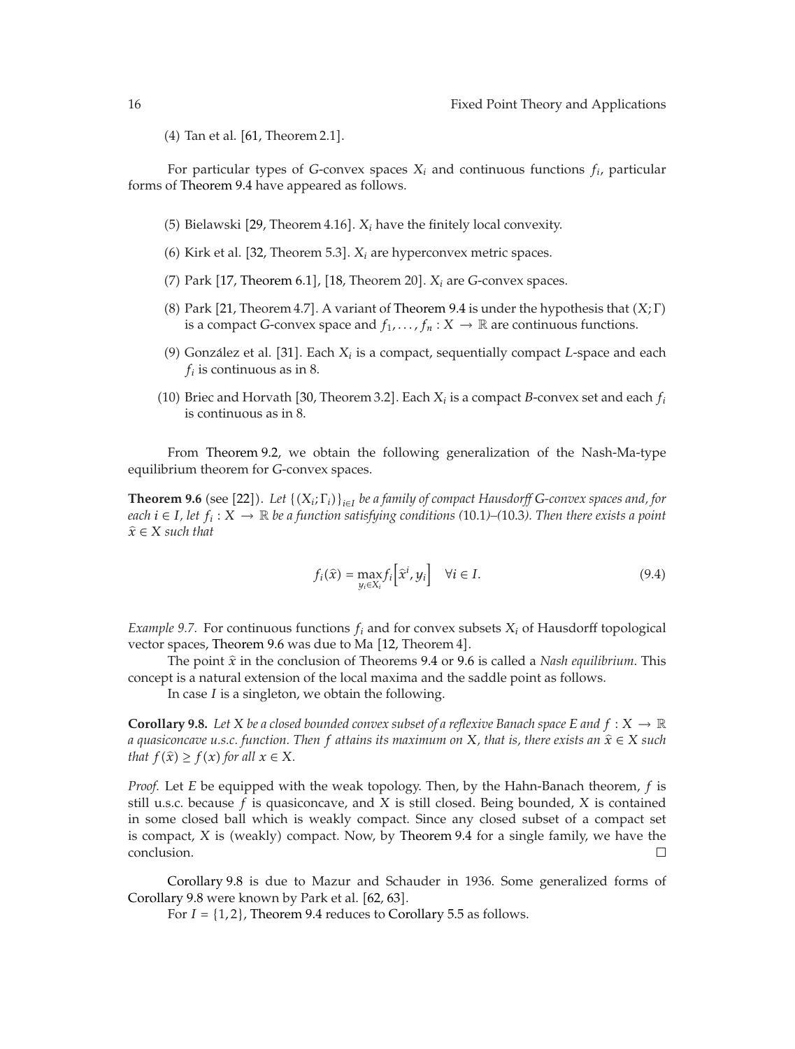(4) Tan et al. [61, Theorem 2.1].

For particular types of $G$-convex spaces $X_i$ and continuous functions $f_i$, particular forms of Theorem 9.4 have appeared as follows.

(5) Bielawski [29, Theorem 4.16]. $X_i$ have the finitely local convexity.

(6) Kirk et al. [32, Theorem 5.3]. $X_i$ are hyperconvex metric spaces.

(7) Park [17, Theorem 6.1], [18, Theorem 20]. $X_i$ are $G$-convex spaces.

(8) Park [21, Theorem 4.7]. A variant of Theorem 9.4 is under the hypothesis that $(X;\Gamma)$ is a compact $G$-convex space and $f_1,\ldots,f_n : X \to \mathbb{R}$ are continuous functions.

(9) González et al. [31]. Each $X_i$ is a compact, sequentially compact $L$-space and each $f_i$ is continuous as in 8.

(10) Briec and Horvath [30, Theorem 3.2]. Each $X_i$ is a compact $B$-convex set and each $f_i$ is continuous as in 8.

From Theorem 9.2, we obtain the following generalization of the Nash-Ma-type equilibrium theorem for $G$-convex spaces.

**Theorem 9.6** (see [22]). *Let $\{(X_i;\Gamma_i)\}_{i\in I}$ be a family of compact Hausdorff $G$-convex spaces and, for each $i \in I$, let $f_i : X \to \mathbb{R}$ be a function satisfying conditions (10.1)–(10.3). Then there exists a point $\widehat{x} \in X$ such that*

$$f_i(\widehat{x}) = \max_{y_i \in X_i} f_i\left[\widehat{x}^i, y_i\right] \quad \forall i \in I. \tag{9.4}$$

*Example 9.7.* For continuous functions $f_i$ and for convex subsets $X_i$ of Hausdorff topological vector spaces, Theorem 9.6 was due to Ma [12, Theorem 4].

The point $\widehat{x}$ in the conclusion of Theorems 9.4 or 9.6 is called a *Nash equilibrium*. This concept is a natural extension of the local maxima and the saddle point as follows.

In case $I$ is a singleton, we obtain the following.

**Corollary 9.8.** *Let $X$ be a closed bounded convex subset of a reflexive Banach space $E$ and $f : X \to \mathbb{R}$ a quasiconcave u.s.c. function. Then $f$ attains its maximum on $X$, that is, there exists an $\widehat{x} \in X$ such that $f(\widehat{x}) \geq f(x)$ for all $x \in X$.*

*Proof.* Let $E$ be equipped with the weak topology. Then, by the Hahn-Banach theorem, $f$ is still u.s.c. because $f$ is quasiconcave, and $X$ is still closed. Being bounded, $X$ is contained in some closed ball which is weakly compact. Since any closed subset of a compact set is compact, $X$ is (weakly) compact. Now, by Theorem 9.4 for a single family, we have the conclusion. $\square$

Corollary 9.8 is due to Mazur and Schauder in 1936. Some generalized forms of Corollary 9.8 were known by Park et al. [62, 63].

For $I = \{1, 2\}$, Theorem 9.4 reduces to Corollary 5.5 as follows.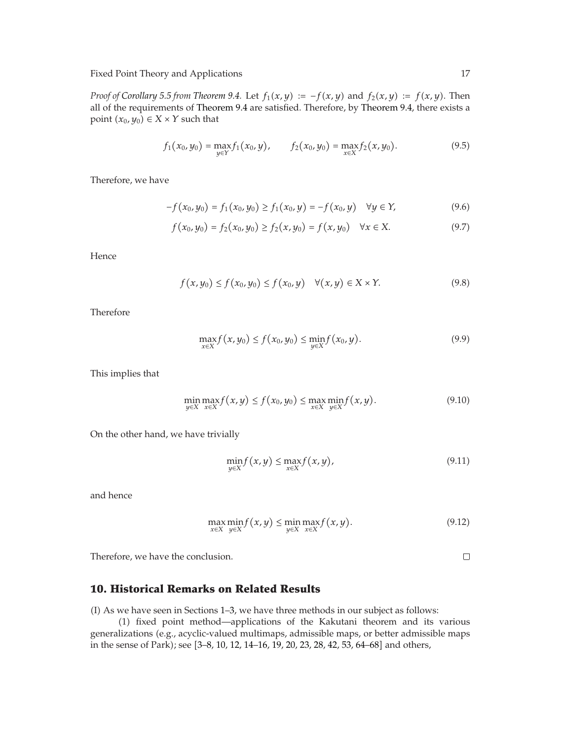*Proof of Corollary 5.5 from Theorem 9.4.* Let $f_1(x,y) := -f(x,y)$ and $f_2(x,y) := f(x,y)$. Then all of the requirements of Theorem 9.4 are satisfied. Therefore, by Theorem 9.4, there exists a point $(x_0, y_0) \in X \times Y$ such that

$$f_1(x_0, y_0) = \max_{y \in Y} f_1(x_0, y), \qquad f_2(x_0, y_0) = \max_{x \in X} f_2(x, y_0). \tag{9.5}$$

Therefore, we have

$$-f(x_0, y_0) = f_1(x_0, y_0) \geq f_1(x_0, y) = -f(x_0, y) \quad \forall y \in Y, \tag{9.6}$$

$$f(x_0, y_0) = f_2(x_0, y_0) \geq f_2(x, y_0) = f(x, y_0) \quad \forall x \in X. \tag{9.7}$$

Hence

$$f(x, y_0) \leq f(x_0, y_0) \leq f(x_0, y) \quad \forall (x, y) \in X \times Y. \tag{9.8}$$

Therefore

$$\max_{x \in X} f(x, y_0) \leq f(x_0, y_0) \leq \min_{y \in X} f(x_0, y). \tag{9.9}$$

This implies that

$$\min_{y \in X} \max_{x \in X} f(x, y) \leq f(x_0, y_0) \leq \max_{x \in X} \min_{y \in X} f(x, y). \tag{9.10}$$

On the other hand, we have trivially

$$\min_{y \in X} f(x, y) \leq \max_{x \in X} f(x, y), \tag{9.11}$$

and hence

$$\max_{x \in X} \min_{y \in X} f(x, y) \leq \min_{y \in X} \max_{x \in X} f(x, y). \tag{9.12}$$

Therefore, we have the conclusion. □

## 10. Historical Remarks on Related Results

(I) As we have seen in Sections 1–3, we have three methods in our subject as follows:

(1) fixed point method—applications of the Kakutani theorem and its various generalizations (e.g., acyclic-valued multimaps, admissible maps, or better admissible maps in the sense of Park); see [3–8, 10, 12, 14–16, 19, 20, 23, 28, 42, 53, 64–68] and others,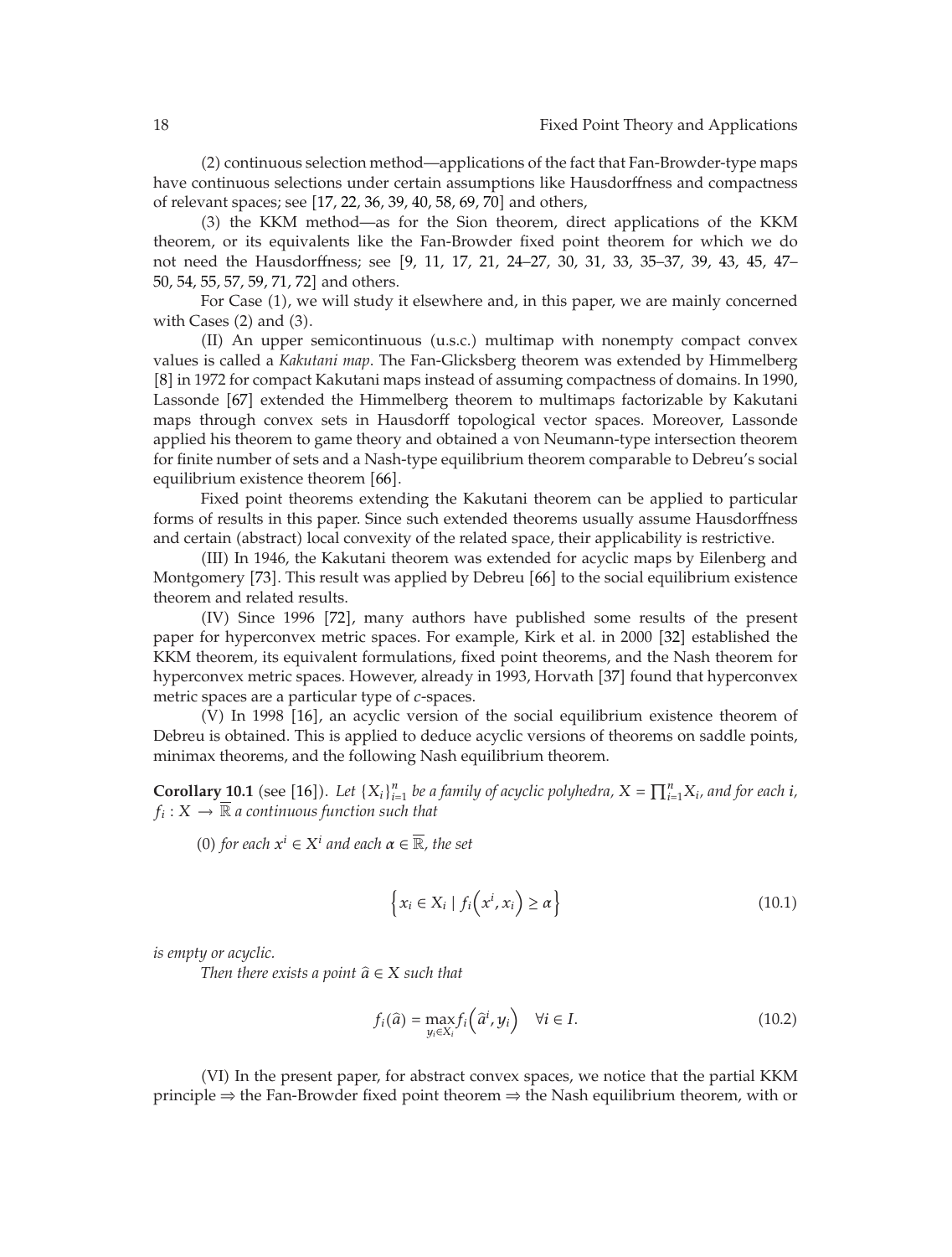(2) continuous selection method—applications of the fact that Fan-Browder-type maps have continuous selections under certain assumptions like Hausdorffness and compactness of relevant spaces; see [17, 22, 36, 39, 40, 58, 69, 70] and others,

(3) the KKM method—as for the Sion theorem, direct applications of the KKM theorem, or its equivalents like the Fan-Browder fixed point theorem for which we do not need the Hausdorffness; see [9, 11, 17, 21, 24–27, 30, 31, 33, 35–37, 39, 43, 45, 47–50, 54, 55, 57, 59, 71, 72] and others.

For Case (1), we will study it elsewhere and, in this paper, we are mainly concerned with Cases (2) and (3).

(II) An upper semicontinuous (u.s.c.) multimap with nonempty compact convex values is called a *Kakutani map*. The Fan-Glicksberg theorem was extended by Himmelberg [8] in 1972 for compact Kakutani maps instead of assuming compactness of domains. In 1990, Lassonde [67] extended the Himmelberg theorem to multimaps factorizable by Kakutani maps through convex sets in Hausdorff topological vector spaces. Moreover, Lassonde applied his theorem to game theory and obtained a von Neumann-type intersection theorem for finite number of sets and a Nash-type equilibrium theorem comparable to Debreu's social equilibrium existence theorem [66].

Fixed point theorems extending the Kakutani theorem can be applied to particular forms of results in this paper. Since such extended theorems usually assume Hausdorffness and certain (abstract) local convexity of the related space, their applicability is restrictive.

(III) In 1946, the Kakutani theorem was extended for acyclic maps by Eilenberg and Montgomery [73]. This result was applied by Debreu [66] to the social equilibrium existence theorem and related results.

(IV) Since 1996 [72], many authors have published some results of the present paper for hyperconvex metric spaces. For example, Kirk et al. in 2000 [32] established the KKM theorem, its equivalent formulations, fixed point theorems, and the Nash theorem for hyperconvex metric spaces. However, already in 1993, Horvath [37] found that hyperconvex metric spaces are a particular type of *c*-spaces.

(V) In 1998 [16], an acyclic version of the social equilibrium existence theorem of Debreu is obtained. This is applied to deduce acyclic versions of theorems on saddle points, minimax theorems, and the following Nash equilibrium theorem.

**Corollary 10.1** (see [16]). *Let $\{X_i\}_{i=1}^{n}$ be a family of acyclic polyhedra, $X = \prod_{i=1}^{n} X_i$, and for each $i$, $f_i : X \to \overline{\mathbb{R}}$ a continuous function such that*

(0) *for each $x^i \in X^i$ and each $\alpha \in \overline{\mathbb{R}}$, the set*

$$\left\{ x_i \in X_i \mid f_i\left(x^i, x_i\right) \geq \alpha \right\} \tag{10.1}$$

*is empty or acyclic.*

*Then there exists a point $\widehat{a} \in X$ such that*

$$f_i(\widehat{a}) = \max_{y_i \in X_i} f_i\left(\widehat{a}^i, y_i\right) \quad \forall i \in I. \tag{10.2}$$

(VI) In the present paper, for abstract convex spaces, we notice that the partial KKM principle ⇒ the Fan-Browder fixed point theorem ⇒ the Nash equilibrium theorem, with or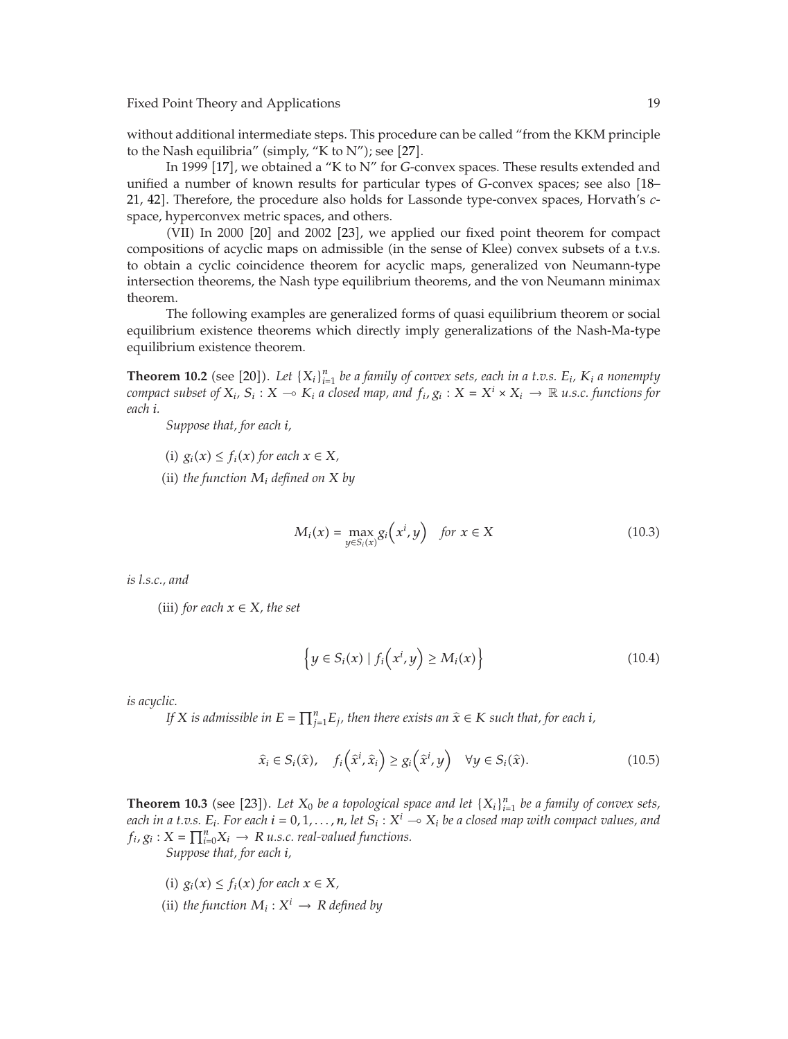without additional intermediate steps. This procedure can be called "from the KKM principle to the Nash equilibria" (simply, "K to N"); see [27].

In 1999 [17], we obtained a "K to N" for $G$-convex spaces. These results extended and unified a number of known results for particular types of $G$-convex spaces; see also [18–21, 42]. Therefore, the procedure also holds for Lassonde type-convex spaces, Horvath's $c$-space, hyperconvex metric spaces, and others.

(VII) In 2000 [20] and 2002 [23], we applied our fixed point theorem for compact compositions of acyclic maps on admissible (in the sense of Klee) convex subsets of a t.v.s. to obtain a cyclic coincidence theorem for acyclic maps, generalized von Neumann-type intersection theorems, the Nash type equilibrium theorems, and the von Neumann minimax theorem.

The following examples are generalized forms of quasi equilibrium theorem or social equilibrium existence theorems which directly imply generalizations of the Nash-Ma-type equilibrium existence theorem.

**Theorem 10.2** (see [20]). *Let $\{X_i\}_{i=1}^n$ be a family of convex sets, each in a t.v.s. $E_i$, $K_i$ a nonempty compact subset of $X_i$, $S_i : X \multimap K_i$ a closed map, and $f_i, g_i : X = X^i \times X_i \to \mathbb{R}$ u.s.c. functions for each $i$.*

*Suppose that, for each $i$,*

(i) *$g_i(x) \leq f_i(x)$ for each $x \in X$,*

(ii) *the function $M_i$ defined on $X$ by*

$$M_i(x) = \max_{y \in S_i(x)} g_i\left(x^i, y\right) \quad \text{for } x \in X \tag{10.3}$$

*is l.s.c., and*

(iii) *for each $x \in X$, the set*

$$\left\{y \in S_i(x) \mid f_i\left(x^i, y\right) \geq M_i(x)\right\} \tag{10.4}$$

*is acyclic.*

*If $X$ is admissible in $E = \prod_{j=1}^n E_j$, then there exists an $\widehat{x} \in K$ such that, for each $i$,*

$$\widehat{x}_i \in S_i(\widehat{x}), \quad f_i\left(\widehat{x}^i, \widehat{x}_i\right) \geq g_i\left(\widehat{x}^i, y\right) \quad \forall y \in S_i(\widehat{x}). \tag{10.5}$$

**Theorem 10.3** (see [23]). *Let $X_0$ be a topological space and let $\{X_i\}_{i=1}^n$ be a family of convex sets, each in a t.v.s. $E_i$. For each $i = 0, 1, \ldots, n$, let $S_i : X^i \multimap X_i$ be a closed map with compact values, and $f_i, g_i : X = \prod_{i=0}^n X_i \to R$ u.s.c. real-valued functions.*

*Suppose that, for each $i$,*

(i) *$g_i(x) \leq f_i(x)$ for each $x \in X$,*

(ii) *the function $M_i : X^i \to R$ defined by*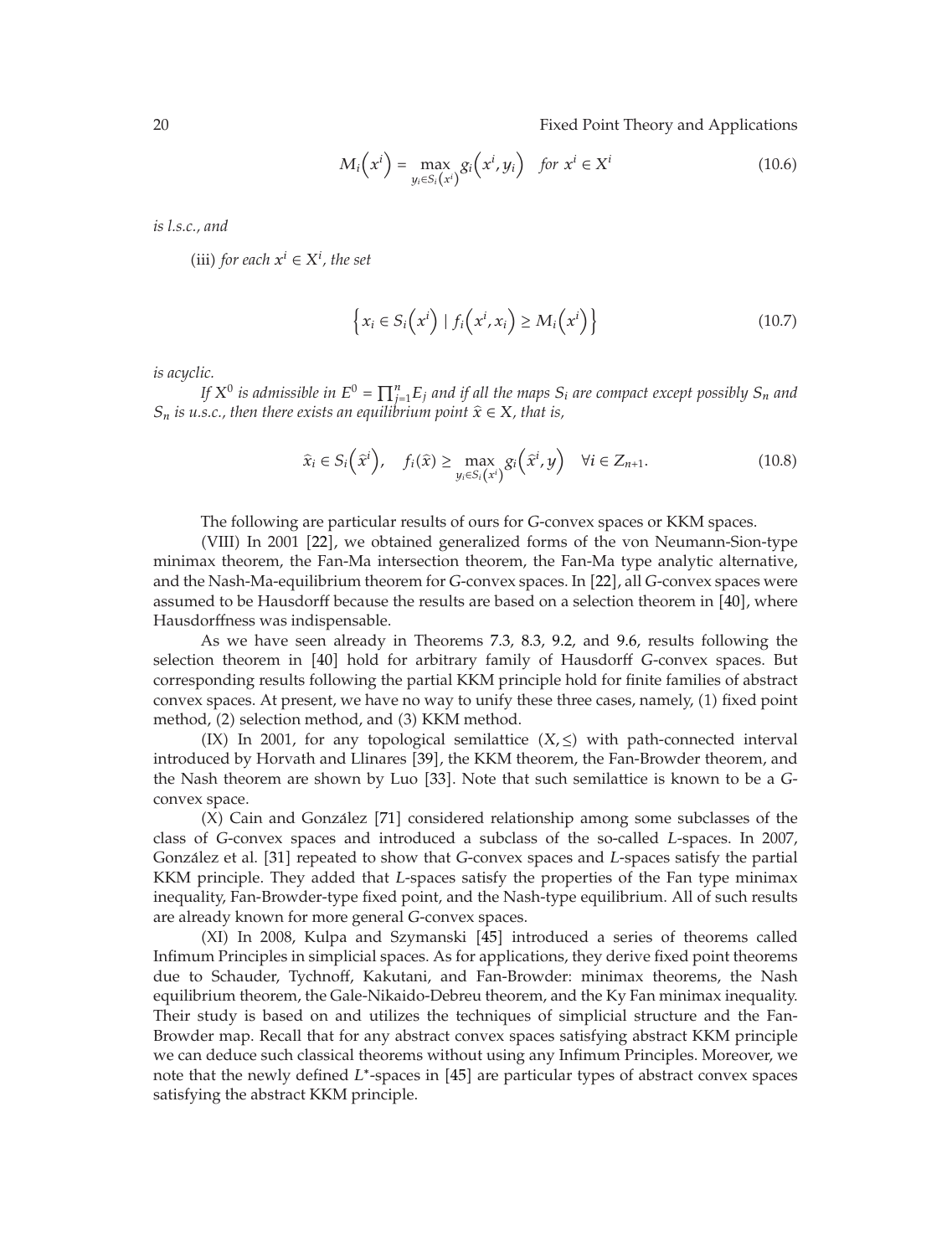$$M_i\left(x^i\right) = \max_{y_i \in S_i\left(x^i\right)} g_i\left(x^i, y_i\right) \quad \text{for } x^i \in X^i \tag{10.6}$$

*is l.s.c., and*

(iii) *for each $x^i \in X^i$, the set*

$$\left\{ x_i \in S_i\left(x^i\right) \mid f_i\left(x^i, x_i\right) \geq M_i\left(x^i\right) \right\} \tag{10.7}$$

*is acyclic.*

*If $X^0$ is admissible in $E^0 = \prod_{j=1}^n E_j$ and if all the maps $S_i$ are compact except possibly $S_n$ and $S_n$ is u.s.c., then there exists an equilibrium point $\hat{x} \in X$, that is,*

$$\hat{x}_i \in S_i\left(\hat{x}^i\right), \quad f_i(\hat{x}) \geq \max_{y_i \in S_i\left(x^i\right)} g_i\left(\hat{x}^i, y\right) \quad \forall i \in Z_{n+1}. \tag{10.8}$$

The following are particular results of ours for $G$-convex spaces or KKM spaces.

(VIII) In 2001 [22], we obtained generalized forms of the von Neumann-Sion-type minimax theorem, the Fan-Ma intersection theorem, the Fan-Ma type analytic alternative, and the Nash-Ma-equilibrium theorem for $G$-convex spaces. In [22], all $G$-convex spaces were assumed to be Hausdorff because the results are based on a selection theorem in [40], where Hausdorffness was indispensable.

As we have seen already in Theorems 7.3, 8.3, 9.2, and 9.6, results following the selection theorem in [40] hold for arbitrary family of Hausdorff $G$-convex spaces. But corresponding results following the partial KKM principle hold for finite families of abstract convex spaces. At present, we have no way to unify these three cases, namely, (1) fixed point method, (2) selection method, and (3) KKM method.

(IX) In 2001, for any topological semilattice $(X, \leq)$ with path-connected interval introduced by Horvath and Llinares [39], the KKM theorem, the Fan-Browder theorem, and the Nash theorem are shown by Luo [33]. Note that such semilattice is known to be a $G$-convex space.

(X) Cain and González [71] considered relationship among some subclasses of the class of $G$-convex spaces and introduced a subclass of the so-called $L$-spaces. In 2007, González et al. [31] repeated to show that $G$-convex spaces and $L$-spaces satisfy the partial KKM principle. They added that $L$-spaces satisfy the properties of the Fan type minimax inequality, Fan-Browder-type fixed point, and the Nash-type equilibrium. All of such results are already known for more general $G$-convex spaces.

(XI) In 2008, Kulpa and Szymanski [45] introduced a series of theorems called Infimum Principles in simplicial spaces. As for applications, they derive fixed point theorems due to Schauder, Tychnoff, Kakutani, and Fan-Browder: minimax theorems, the Nash equilibrium theorem, the Gale-Nikaido-Debreu theorem, and the Ky Fan minimax inequality. Their study is based on and utilizes the techniques of simplicial structure and the Fan-Browder map. Recall that for any abstract convex spaces satisfying abstract KKM principle we can deduce such classical theorems without using any Infimum Principles. Moreover, we note that the newly defined $L^*$-spaces in [45] are particular types of abstract convex spaces satisfying the abstract KKM principle.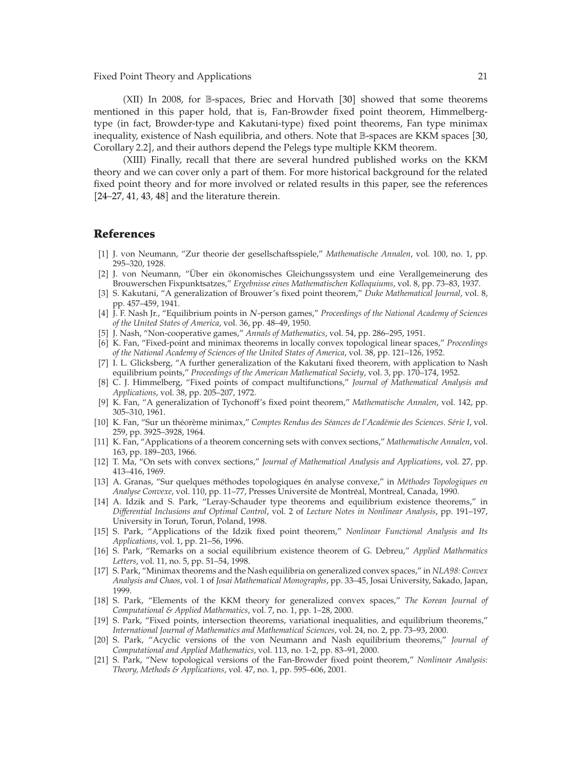(XII) In 2008, for $\mathbb{B}$-spaces, Briec and Horvath [30] showed that some theorems mentioned in this paper hold, that is, Fan-Browder fixed point theorem, Himmelberg-type (in fact, Browder-type and Kakutani-type) fixed point theorems, Fan type minimax inequality, existence of Nash equilibria, and others. Note that $\mathbb{B}$-spaces are KKM spaces [30, Corollary 2.2], and their authors depend the Pelegs type multiple KKM theorem.

(XIII) Finally, recall that there are several hundred published works on the KKM theory and we can cover only a part of them. For more historical background for the related fixed point theory and for more involved or related results in this paper, see the references [24–27, 41, 43, 48] and the literature therein.

## References

[1] J. von Neumann, "Zur theorie der gesellschaftsspiele," *Mathematische Annalen*, vol. 100, no. 1, pp. 295–320, 1928.

[2] J. von Neumann, "Über ein ökonomisches Gleichungssystem und eine Verallgemeinerung des Brouwerschen Fixpunktsatzes," *Ergebnisse eines Mathematischen Kolloquiums*, vol. 8, pp. 73–83, 1937.

[3] S. Kakutani, "A generalization of Brouwer's fixed point theorem," *Duke Mathematical Journal*, vol. 8, pp. 457–459, 1941.

[4] J. F. Nash Jr., "Equilibrium points in *N*-person games," *Proceedings of the National Academy of Sciences of the United States of America*, vol. 36, pp. 48–49, 1950.

[5] J. Nash, "Non-cooperative games," *Annals of Mathematics*, vol. 54, pp. 286–295, 1951.

[6] K. Fan, "Fixed-point and minimax theorems in locally convex topological linear spaces," *Proceedings of the National Academy of Sciences of the United States of America*, vol. 38, pp. 121–126, 1952.

[7] I. L. Glicksberg, "A further generalization of the Kakutani fixed theorem, with application to Nash equilibrium points," *Proceedings of the American Mathematical Society*, vol. 3, pp. 170–174, 1952.

[8] C. J. Himmelberg, "Fixed points of compact multifunctions," *Journal of Mathematical Analysis and Applications*, vol. 38, pp. 205–207, 1972.

[9] K. Fan, "A generalization of Tychonoff's fixed point theorem," *Mathematische Annalen*, vol. 142, pp. 305–310, 1961.

[10] K. Fan, "Sur un théorème minimax," *Comptes Rendus des Séances de l'Académie des Sciences. Série I*, vol. 259, pp. 3925–3928, 1964.

[11] K. Fan, "Applications of a theorem concerning sets with convex sections," *Mathematische Annalen*, vol. 163, pp. 189–203, 1966.

[12] T. Ma, "On sets with convex sections," *Journal of Mathematical Analysis and Applications*, vol. 27, pp. 413–416, 1969.

[13] A. Granas, "Sur quelques méthodes topologiques én analyse convexe," in *Méthodes Topologiques en Analyse Convexe*, vol. 110, pp. 11–77, Presses Université de Montréal, Montreal, Canada, 1990.

[14] A. Idzik and S. Park, "Leray-Schauder type theorems and equilibrium existence theorems," in *Differential Inclusions and Optimal Control*, vol. 2 of *Lecture Notes in Nonlinear Analysis*, pp. 191–197, University in Toruń, Toruń, Poland, 1998.

[15] S. Park, "Applications of the Idzik fixed point theorem," *Nonlinear Functional Analysis and Its Applications*, vol. 1, pp. 21–56, 1996.

[16] S. Park, "Remarks on a social equilibrium existence theorem of G. Debreu," *Applied Mathematics Letters*, vol. 11, no. 5, pp. 51–54, 1998.

[17] S. Park, "Minimax theorems and the Nash equilibria on generalized convex spaces," in *NLA98: Convex Analysis and Chaos*, vol. 1 of *Josai Mathematical Monographs*, pp. 33–45, Josai University, Sakado, Japan, 1999.

[18] S. Park, "Elements of the KKM theory for generalized convex spaces," *The Korean Journal of Computational & Applied Mathematics*, vol. 7, no. 1, pp. 1–28, 2000.

[19] S. Park, "Fixed points, intersection theorems, variational inequalities, and equilibrium theorems," *International Journal of Mathematics and Mathematical Sciences*, vol. 24, no. 2, pp. 73–93, 2000.

[20] S. Park, "Acyclic versions of the von Neumann and Nash equilibrium theorems," *Journal of Computational and Applied Mathematics*, vol. 113, no. 1-2, pp. 83–91, 2000.

[21] S. Park, "New topological versions of the Fan-Browder fixed point theorem," *Nonlinear Analysis: Theory, Methods & Applications*, vol. 47, no. 1, pp. 595–606, 2001.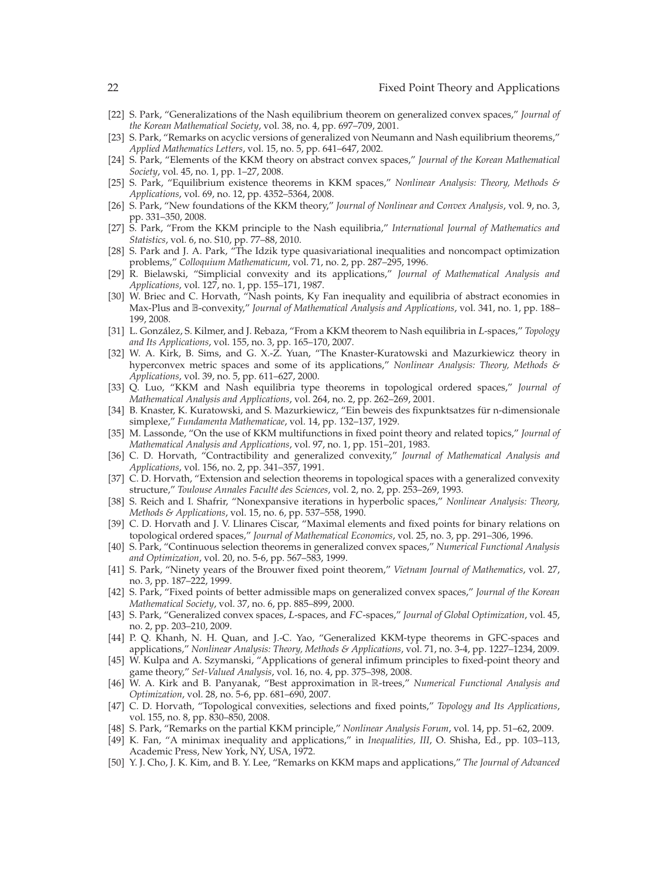[22] S. Park, "Generalizations of the Nash equilibrium theorem on generalized convex spaces," *Journal of the Korean Mathematical Society*, vol. 38, no. 4, pp. 697–709, 2001.

[23] S. Park, "Remarks on acyclic versions of generalized von Neumann and Nash equilibrium theorems," *Applied Mathematics Letters*, vol. 15, no. 5, pp. 641–647, 2002.

[24] S. Park, "Elements of the KKM theory on abstract convex spaces," *Journal of the Korean Mathematical Society*, vol. 45, no. 1, pp. 1–27, 2008.

[25] S. Park, "Equilibrium existence theorems in KKM spaces," *Nonlinear Analysis: Theory, Methods & Applications*, vol. 69, no. 12, pp. 4352–5364, 2008.

[26] S. Park, "New foundations of the KKM theory," *Journal of Nonlinear and Convex Analysis*, vol. 9, no. 3, pp. 331–350, 2008.

[27] S. Park, "From the KKM principle to the Nash equilibria," *International Journal of Mathematics and Statistics*, vol. 6, no. S10, pp. 77–88, 2010.

[28] S. Park and J. A. Park, "The Idzik type quasivariational inequalities and noncompact optimization problems," *Colloquium Mathematicum*, vol. 71, no. 2, pp. 287–295, 1996.

[29] R. Bielawski, "Simplicial convexity and its applications," *Journal of Mathematical Analysis and Applications*, vol. 127, no. 1, pp. 155–171, 1987.

[30] W. Briec and C. Horvath, "Nash points, Ky Fan inequality and equilibria of abstract economies in Max-Plus and $\mathbb{B}$-convexity," *Journal of Mathematical Analysis and Applications*, vol. 341, no. 1, pp. 188–199, 2008.

[31] L. González, S. Kilmer, and J. Rebaza, "From a KKM theorem to Nash equilibria in *L*-spaces," *Topology and Its Applications*, vol. 155, no. 3, pp. 165–170, 2007.

[32] W. A. Kirk, B. Sims, and G. X.-Z. Yuan, "The Knaster-Kuratowski and Mazurkiewicz theory in hyperconvex metric spaces and some of its applications," *Nonlinear Analysis: Theory, Methods & Applications*, vol. 39, no. 5, pp. 611–627, 2000.

[33] Q. Luo, "KKM and Nash equilibria type theorems in topological ordered spaces," *Journal of Mathematical Analysis and Applications*, vol. 264, no. 2, pp. 262–269, 2001.

[34] B. Knaster, K. Kuratowski, and S. Mazurkiewicz, "Ein beweis des fixpunktsatzes für n-dimensionale simplexe," *Fundamenta Mathematicae*, vol. 14, pp. 132–137, 1929.

[35] M. Lassonde, "On the use of KKM multifunctions in fixed point theory and related topics," *Journal of Mathematical Analysis and Applications*, vol. 97, no. 1, pp. 151–201, 1983.

[36] C. D. Horvath, "Contractibility and generalized convexity," *Journal of Mathematical Analysis and Applications*, vol. 156, no. 2, pp. 341–357, 1991.

[37] C. D. Horvath, "Extension and selection theorems in topological spaces with a generalized convexity structure," *Toulouse Annales Faculté des Sciences*, vol. 2, no. 2, pp. 253–269, 1993.

[38] S. Reich and I. Shafrir, "Nonexpansive iterations in hyperbolic spaces," *Nonlinear Analysis: Theory, Methods & Applications*, vol. 15, no. 6, pp. 537–558, 1990.

[39] C. D. Horvath and J. V. Llinares Ciscar, "Maximal elements and fixed points for binary relations on topological ordered spaces," *Journal of Mathematical Economics*, vol. 25, no. 3, pp. 291–306, 1996.

[40] S. Park, "Continuous selection theorems in generalized convex spaces," *Numerical Functional Analysis and Optimization*, vol. 20, no. 5-6, pp. 567–583, 1999.

[41] S. Park, "Ninety years of the Brouwer fixed point theorem," *Vietnam Journal of Mathematics*, vol. 27, no. 3, pp. 187–222, 1999.

[42] S. Park, "Fixed points of better admissible maps on generalized convex spaces," *Journal of the Korean Mathematical Society*, vol. 37, no. 6, pp. 885–899, 2000.

[43] S. Park, "Generalized convex spaces, *L*-spaces, and *FC*-spaces," *Journal of Global Optimization*, vol. 45, no. 2, pp. 203–210, 2009.

[44] P. Q. Khanh, N. H. Quan, and J.-C. Yao, "Generalized KKM-type theorems in GFC-spaces and applications," *Nonlinear Analysis: Theory, Methods & Applications*, vol. 71, no. 3-4, pp. 1227–1234, 2009.

[45] W. Kulpa and A. Szymanski, "Applications of general infimum principles to fixed-point theory and game theory," *Set-Valued Analysis*, vol. 16, no. 4, pp. 375–398, 2008.

[46] W. A. Kirk and B. Panyanak, "Best approximation in $\mathbb{R}$-trees," *Numerical Functional Analysis and Optimization*, vol. 28, no. 5-6, pp. 681–690, 2007.

[47] C. D. Horvath, "Topological convexities, selections and fixed points," *Topology and Its Applications*, vol. 155, no. 8, pp. 830–850, 2008.

[48] S. Park, "Remarks on the partial KKM principle," *Nonlinear Analysis Forum*, vol. 14, pp. 51–62, 2009.

[49] K. Fan, "A minimax inequality and applications," in *Inequalities, III*, O. Shisha, Ed., pp. 103–113, Academic Press, New York, NY, USA, 1972.

[50] Y. J. Cho, J. K. Kim, and B. Y. Lee, "Remarks on KKM maps and applications," *The Journal of Advanced*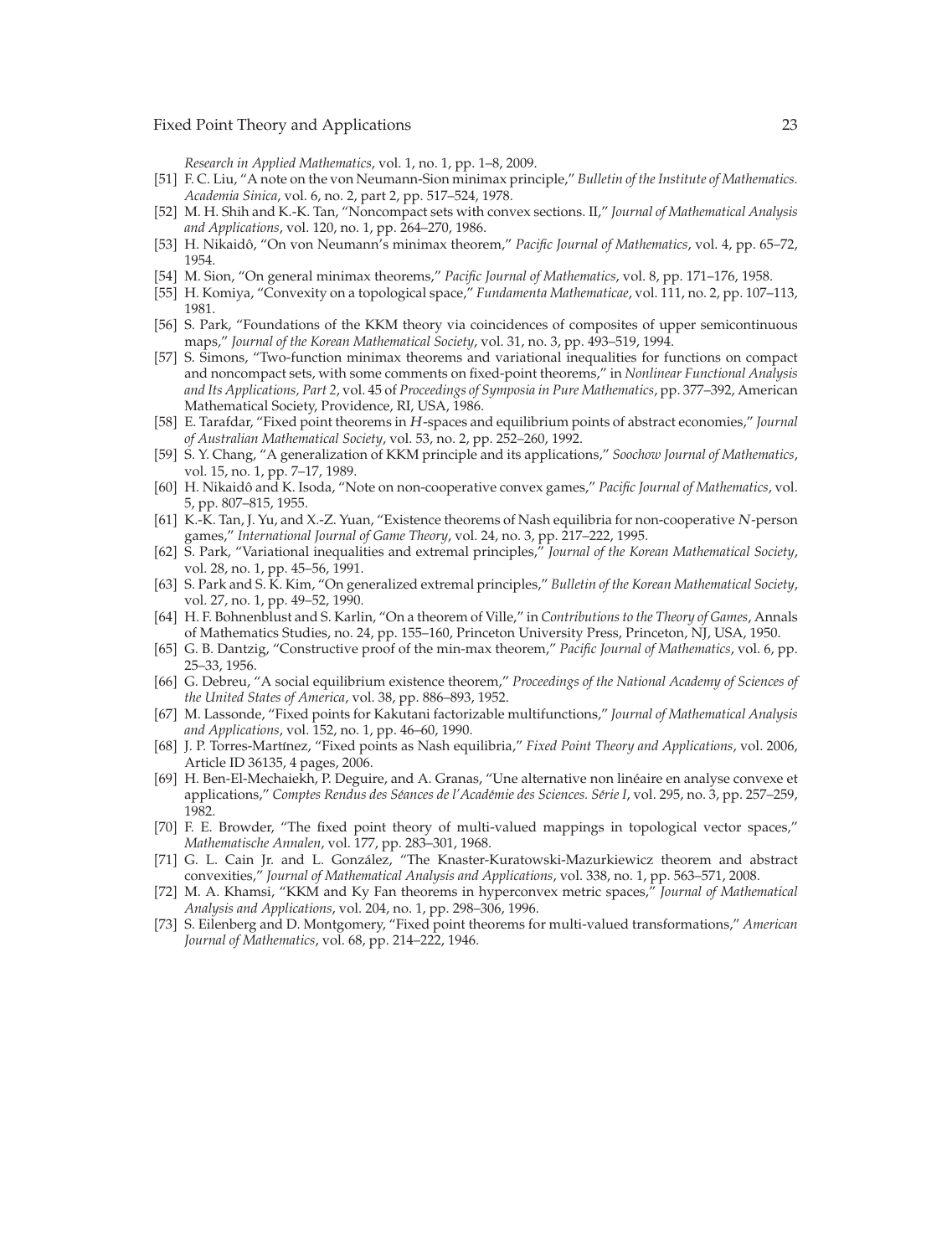*Research in Applied Mathematics*, vol. 1, no. 1, pp. 1–8, 2009.

[51] F. C. Liu, "A note on the von Neumann-Sion minimax principle," *Bulletin of the Institute of Mathematics. Academia Sinica*, vol. 6, no. 2, part 2, pp. 517–524, 1978.

[52] M. H. Shih and K.-K. Tan, "Noncompact sets with convex sections. II," *Journal of Mathematical Analysis and Applications*, vol. 120, no. 1, pp. 264–270, 1986.

[53] H. Nikaidô, "On von Neumann's minimax theorem," *Pacific Journal of Mathematics*, vol. 4, pp. 65–72, 1954.

[54] M. Sion, "On general minimax theorems," *Pacific Journal of Mathematics*, vol. 8, pp. 171–176, 1958.

[55] H. Komiya, "Convexity on a topological space," *Fundamenta Mathematicae*, vol. 111, no. 2, pp. 107–113, 1981.

[56] S. Park, "Foundations of the KKM theory via coincidences of composites of upper semicontinuous maps," *Journal of the Korean Mathematical Society*, vol. 31, no. 3, pp. 493–519, 1994.

[57] S. Simons, "Two-function minimax theorems and variational inequalities for functions on compact and noncompact sets, with some comments on fixed-point theorems," in *Nonlinear Functional Analysis and Its Applications, Part 2*, vol. 45 of *Proceedings of Symposia in Pure Mathematics*, pp. 377–392, American Mathematical Society, Providence, RI, USA, 1986.

[58] E. Tarafdar, "Fixed point theorems in $H$-spaces and equilibrium points of abstract economies," *Journal of Australian Mathematical Society*, vol. 53, no. 2, pp. 252–260, 1992.

[59] S. Y. Chang, "A generalization of KKM principle and its applications," *Soochow Journal of Mathematics*, vol. 15, no. 1, pp. 7–17, 1989.

[60] H. Nikaidô and K. Isoda, "Note on non-cooperative convex games," *Pacific Journal of Mathematics*, vol. 5, pp. 807–815, 1955.

[61] K.-K. Tan, J. Yu, and X.-Z. Yuan, "Existence theorems of Nash equilibria for non-cooperative $N$-person games," *International Journal of Game Theory*, vol. 24, no. 3, pp. 217–222, 1995.

[62] S. Park, "Variational inequalities and extremal principles," *Journal of the Korean Mathematical Society*, vol. 28, no. 1, pp. 45–56, 1991.

[63] S. Park and S. K. Kim, "On generalized extremal principles," *Bulletin of the Korean Mathematical Society*, vol. 27, no. 1, pp. 49–52, 1990.

[64] H. F. Bohnenblust and S. Karlin, "On a theorem of Ville," in *Contributions to the Theory of Games*, Annals of Mathematics Studies, no. 24, pp. 155–160, Princeton University Press, Princeton, NJ, USA, 1950.

[65] G. B. Dantzig, "Constructive proof of the min-max theorem," *Pacific Journal of Mathematics*, vol. 6, pp. 25–33, 1956.

[66] G. Debreu, "A social equilibrium existence theorem," *Proceedings of the National Academy of Sciences of the United States of America*, vol. 38, pp. 886–893, 1952.

[67] M. Lassonde, "Fixed points for Kakutani factorizable multifunctions," *Journal of Mathematical Analysis and Applications*, vol. 152, no. 1, pp. 46–60, 1990.

[68] J. P. Torres-Martínez, "Fixed points as Nash equilibria," *Fixed Point Theory and Applications*, vol. 2006, Article ID 36135, 4 pages, 2006.

[69] H. Ben-El-Mechaiekh, P. Deguire, and A. Granas, "Une alternative non linéaire en analyse convexe et applications," *Comptes Rendus des Séances de l'Académie des Sciences. Série I*, vol. 295, no. 3, pp. 257–259, 1982.

[70] F. E. Browder, "The fixed point theory of multi-valued mappings in topological vector spaces," *Mathematische Annalen*, vol. 177, pp. 283–301, 1968.

[71] G. L. Cain Jr. and L. González, "The Knaster-Kuratowski-Mazurkiewicz theorem and abstract convexities," *Journal of Mathematical Analysis and Applications*, vol. 338, no. 1, pp. 563–571, 2008.

[72] M. A. Khamsi, "KKM and Ky Fan theorems in hyperconvex metric spaces," *Journal of Mathematical Analysis and Applications*, vol. 204, no. 1, pp. 298–306, 1996.

[73] S. Eilenberg and D. Montgomery, "Fixed point theorems for multi-valued transformations," *American Journal of Mathematics*, vol. 68, pp. 214–222, 1946.